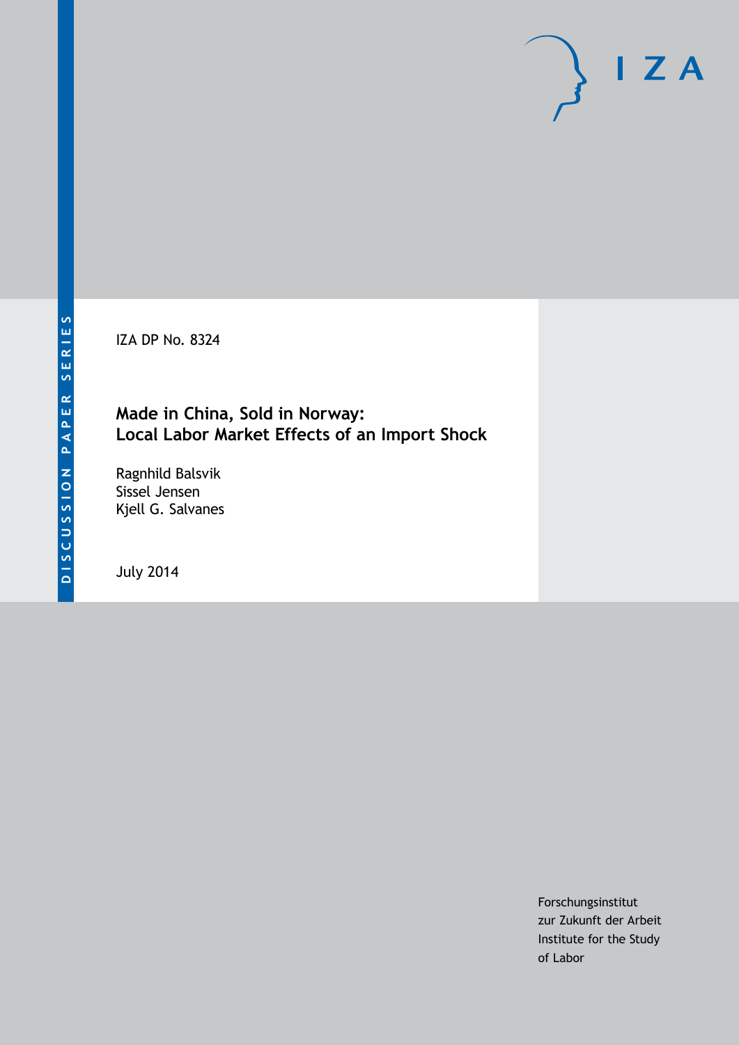DISCUSSION PAPER SERIES

IZA

IZA DP No. 8324

# Made in China, Sold in Norway: Local Labor Market Effects of an Import Shock

Ragnhild Balsvik
Sissel Jensen
Kjell G. Salvanes

July 2014

Forschungsinstitut
zur Zukunft der Arbeit
Institute for the Study
of Labor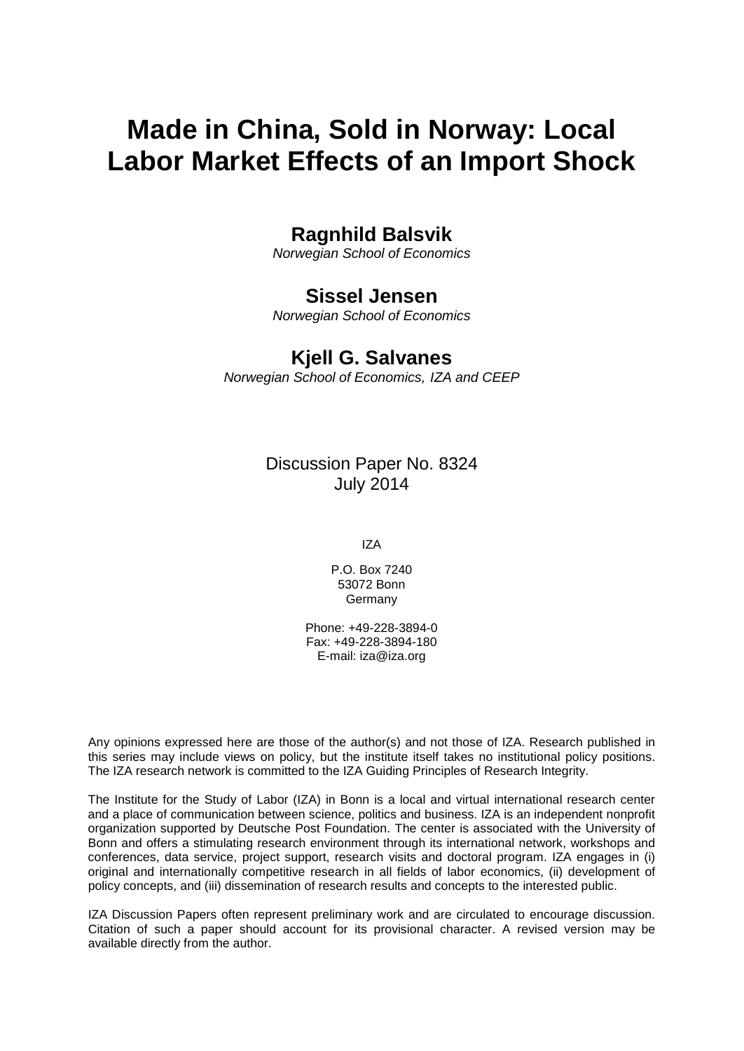# Made in China, Sold in Norway: Local Labor Market Effects of an Import Shock

## Ragnhild Balsvik

*Norwegian School of Economics*

## Sissel Jensen

*Norwegian School of Economics*

## Kjell G. Salvanes

*Norwegian School of Economics, IZA and CEEP*

Discussion Paper No. 8324
July 2014

IZA

P.O. Box 7240
53072 Bonn
Germany

Phone: +49-228-3894-0
Fax: +49-228-3894-180
E-mail: iza@iza.org

Any opinions expressed here are those of the author(s) and not those of IZA. Research published in this series may include views on policy, but the institute itself takes no institutional policy positions. The IZA research network is committed to the IZA Guiding Principles of Research Integrity.

The Institute for the Study of Labor (IZA) in Bonn is a local and virtual international research center and a place of communication between science, politics and business. IZA is an independent nonprofit organization supported by Deutsche Post Foundation. The center is associated with the University of Bonn and offers a stimulating research environment through its international network, workshops and conferences, data service, project support, research visits and doctoral program. IZA engages in (i) original and internationally competitive research in all fields of labor economics, (ii) development of policy concepts, and (iii) dissemination of research results and concepts to the interested public.

IZA Discussion Papers often represent preliminary work and are circulated to encourage discussion. Citation of such a paper should account for its provisional character. A revised version may be available directly from the author.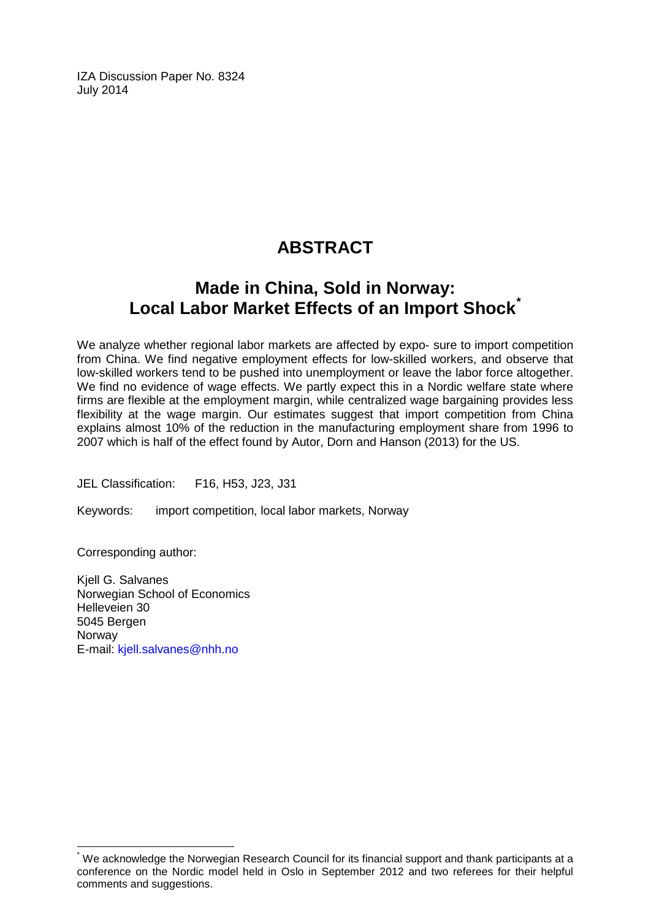IZA Discussion Paper No. 8324
July 2014

# ABSTRACT

## Made in China, Sold in Norway: Local Labor Market Effects of an Import Shock[*]

We analyze whether regional labor markets are affected by expo- sure to import competition from China. We find negative employment effects for low-skilled workers, and observe that low-skilled workers tend to be pushed into unemployment or leave the labor force altogether. We find no evidence of wage effects. We partly expect this in a Nordic welfare state where firms are flexible at the employment margin, while centralized wage bargaining provides less flexibility at the wage margin. Our estimates suggest that import competition from China explains almost 10% of the reduction in the manufacturing employment share from 1996 to 2007 which is half of the effect found by Autor, Dorn and Hanson (2013) for the US.

JEL Classification: F16, H53, J23, J31

Keywords: import competition, local labor markets, Norway

Corresponding author:

Kjell G. Salvanes
Norwegian School of Economics
Helleveien 30
5045 Bergen
Norway
E-mail: kjell.salvanes@nhh.no

[*] We acknowledge the Norwegian Research Council for its financial support and thank participants at a conference on the Nordic model held in Oslo in September 2012 and two referees for their helpful comments and suggestions.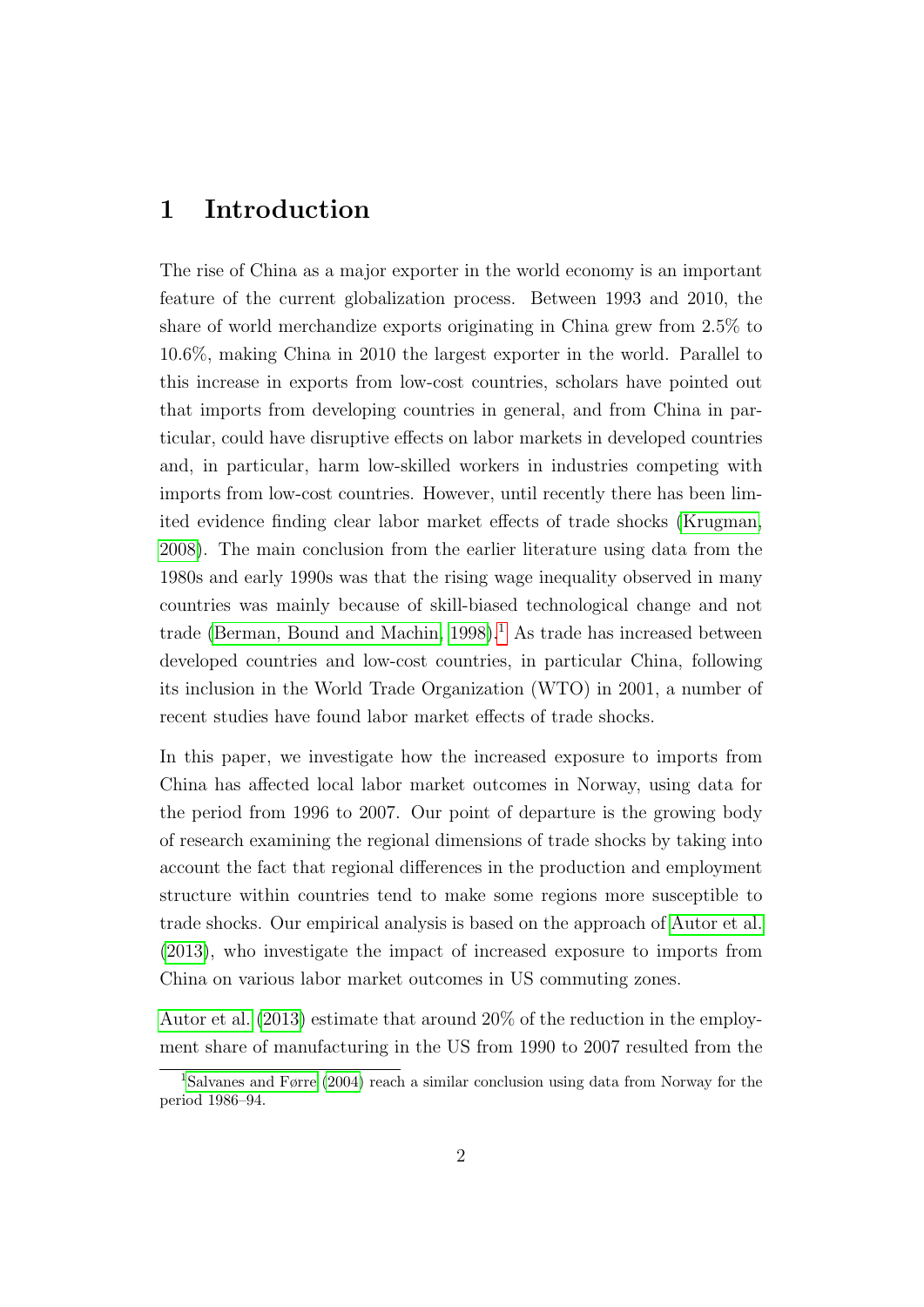# 1 Introduction

The rise of China as a major exporter in the world economy is an important feature of the current globalization process. Between 1993 and 2010, the share of world merchandize exports originating in China grew from 2.5% to 10.6%, making China in 2010 the largest exporter in the world. Parallel to this increase in exports from low-cost countries, scholars have pointed out that imports from developing countries in general, and from China in particular, could have disruptive effects on labor markets in developed countries and, in particular, harm low-skilled workers in industries competing with imports from low-cost countries. However, until recently there has been limited evidence finding clear labor market effects of trade shocks (Krugman, 2008). The main conclusion from the earlier literature using data from the 1980s and early 1990s was that the rising wage inequality observed in many countries was mainly because of skill-biased technological change and not trade (Berman, Bound and Machin, 1998).[1] As trade has increased between developed countries and low-cost countries, in particular China, following its inclusion in the World Trade Organization (WTO) in 2001, a number of recent studies have found labor market effects of trade shocks.

In this paper, we investigate how the increased exposure to imports from China has affected local labor market outcomes in Norway, using data for the period from 1996 to 2007. Our point of departure is the growing body of research examining the regional dimensions of trade shocks by taking into account the fact that regional differences in the production and employment structure within countries tend to make some regions more susceptible to trade shocks. Our empirical analysis is based on the approach of Autor et al. (2013), who investigate the impact of increased exposure to imports from China on various labor market outcomes in US commuting zones.

Autor et al. (2013) estimate that around 20% of the reduction in the employment share of manufacturing in the US from 1990 to 2007 resulted from the

[1] Salvanes and Førre (2004) reach a similar conclusion using data from Norway for the period 1986–94.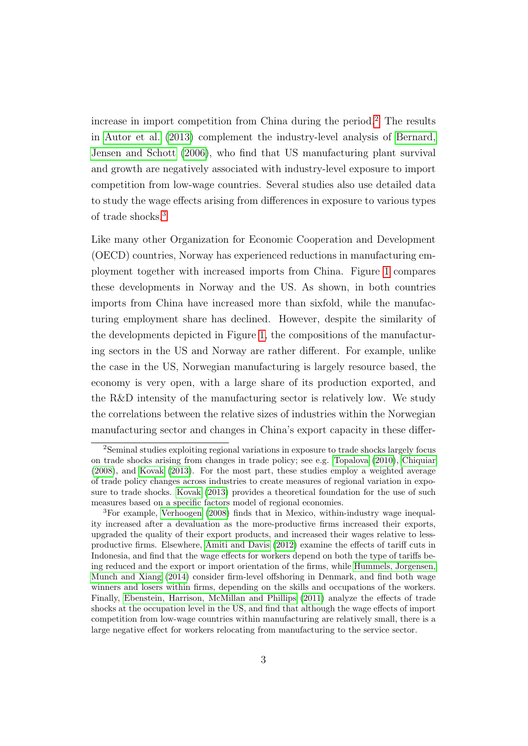increase in import competition from China during the period.[2] The results in Autor et al. (2013) complement the industry-level analysis of Bernard, Jensen and Schott (2006), who find that US manufacturing plant survival and growth are negatively associated with industry-level exposure to import competition from low-wage countries. Several studies also use detailed data to study the wage effects arising from differences in exposure to various types of trade shocks.[3]

Like many other Organization for Economic Cooperation and Development (OECD) countries, Norway has experienced reductions in manufacturing employment together with increased imports from China. Figure 1 compares these developments in Norway and the US. As shown, in both countries imports from China have increased more than sixfold, while the manufacturing employment share has declined. However, despite the similarity of the developments depicted in Figure 1, the compositions of the manufacturing sectors in the US and Norway are rather different. For example, unlike the case in the US, Norwegian manufacturing is largely resource based, the economy is very open, with a large share of its production exported, and the R&D intensity of the manufacturing sector is relatively low. We study the correlations between the relative sizes of industries within the Norwegian manufacturing sector and changes in China's export capacity in these differ-

[2] Seminal studies exploiting regional variations in exposure to trade shocks largely focus on trade shocks arising from changes in trade policy; see e.g. Topalova (2010), Chiquiar (2008), and Kovak (2013). For the most part, these studies employ a weighted average of trade policy changes across industries to create measures of regional variation in exposure to trade shocks. Kovak (2013) provides a theoretical foundation for the use of such measures based on a specific factors model of regional economies.

[3] For example, Verhoogen (2008) finds that in Mexico, within-industry wage inequality increased after a devaluation as the more-productive firms increased their exports, upgraded the quality of their export products, and increased their wages relative to less-productive firms. Elsewhere, Amiti and Davis (2012) examine the effects of tariff cuts in Indonesia, and find that the wage effects for workers depend on both the type of tariffs being reduced and the export or import orientation of the firms, while Hummels, Jorgensen, Munch and Xiang (2014) consider firm-level offshoring in Denmark, and find both wage winners and losers within firms, depending on the skills and occupations of the workers. Finally, Ebenstein, Harrison, McMillan and Phillips (2011) analyze the effects of trade shocks at the occupation level in the US, and find that although the wage effects of import competition from low-wage countries within manufacturing are relatively small, there is a large negative effect for workers relocating from manufacturing to the service sector.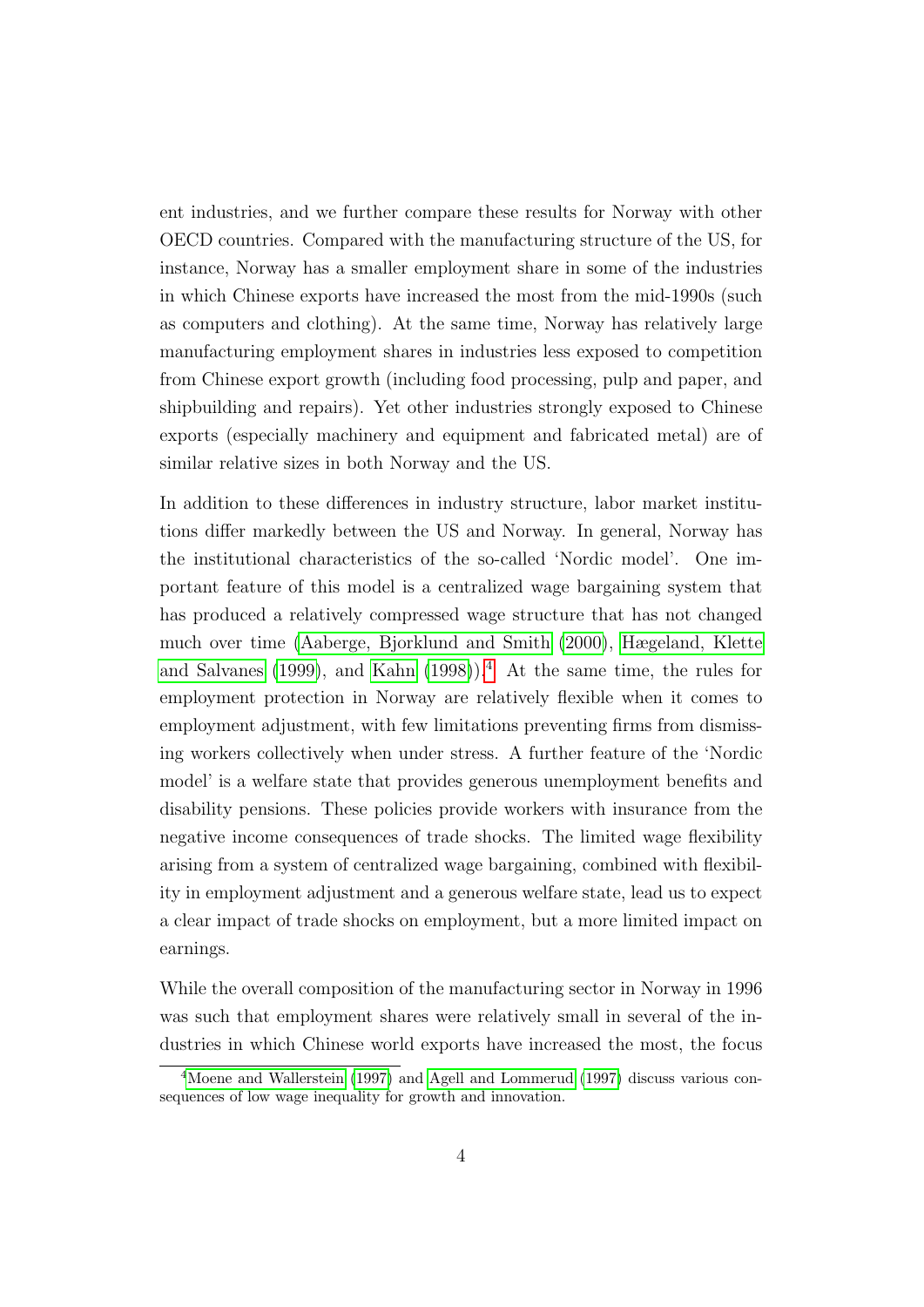ent industries, and we further compare these results for Norway with other OECD countries. Compared with the manufacturing structure of the US, for instance, Norway has a smaller employment share in some of the industries in which Chinese exports have increased the most from the mid-1990s (such as computers and clothing). At the same time, Norway has relatively large manufacturing employment shares in industries less exposed to competition from Chinese export growth (including food processing, pulp and paper, and shipbuilding and repairs). Yet other industries strongly exposed to Chinese exports (especially machinery and equipment and fabricated metal) are of similar relative sizes in both Norway and the US.

In addition to these differences in industry structure, labor market institutions differ markedly between the US and Norway. In general, Norway has the institutional characteristics of the so-called 'Nordic model'. One important feature of this model is a centralized wage bargaining system that has produced a relatively compressed wage structure that has not changed much over time (Aaberge, Bjorklund and Smith (2000), Hægeland, Klette and Salvanes (1999), and Kahn (1998)).[4] At the same time, the rules for employment protection in Norway are relatively flexible when it comes to employment adjustment, with few limitations preventing firms from dismissing workers collectively when under stress. A further feature of the 'Nordic model' is a welfare state that provides generous unemployment benefits and disability pensions. These policies provide workers with insurance from the negative income consequences of trade shocks. The limited wage flexibility arising from a system of centralized wage bargaining, combined with flexibility in employment adjustment and a generous welfare state, lead us to expect a clear impact of trade shocks on employment, but a more limited impact on earnings.

While the overall composition of the manufacturing sector in Norway in 1996 was such that employment shares were relatively small in several of the industries in which Chinese world exports have increased the most, the focus

[4] Moene and Wallerstein (1997) and Agell and Lommerud (1997) discuss various consequences of low wage inequality for growth and innovation.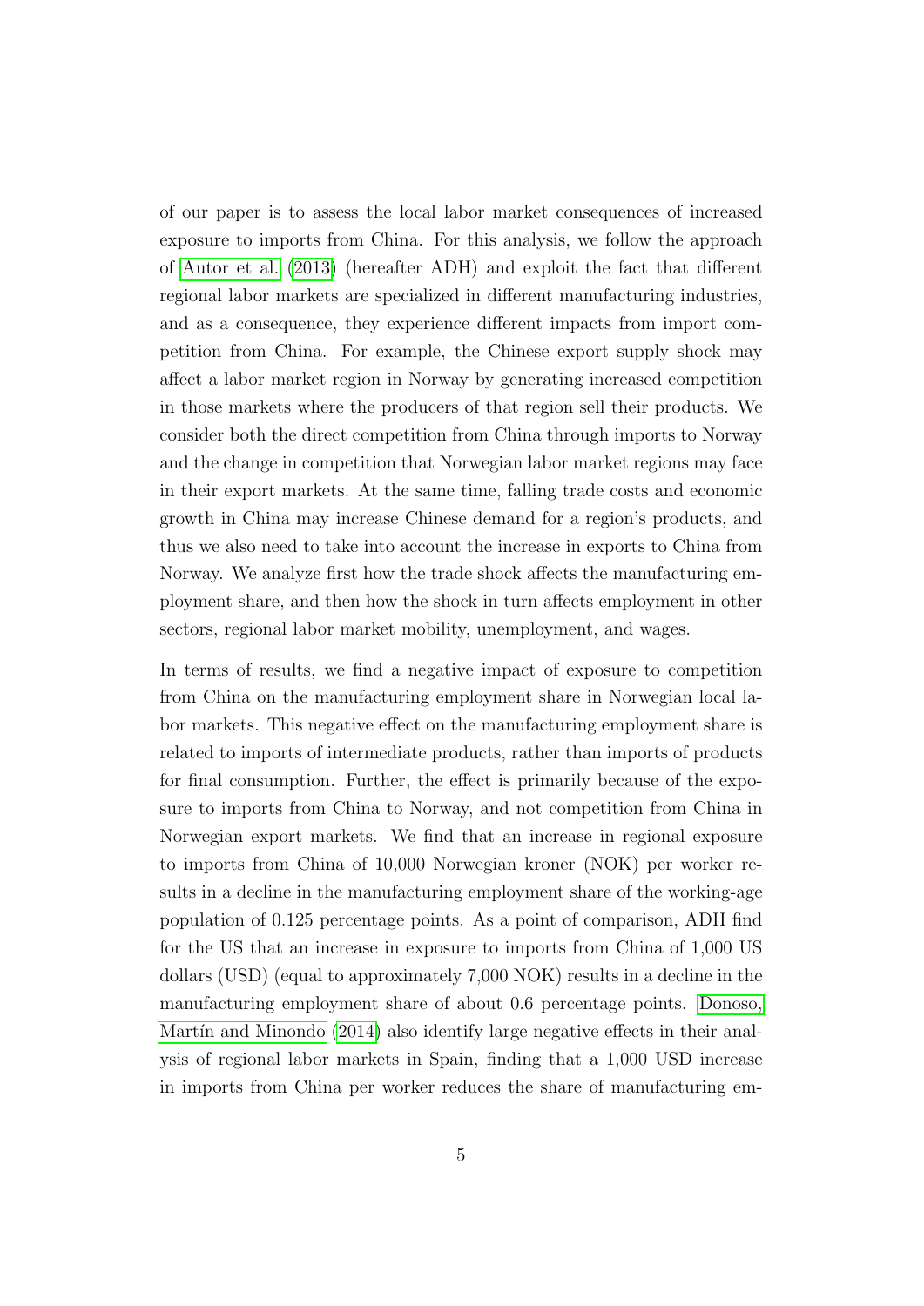of our paper is to assess the local labor market consequences of increased exposure to imports from China. For this analysis, we follow the approach of Autor et al. (2013) (hereafter ADH) and exploit the fact that different regional labor markets are specialized in different manufacturing industries, and as a consequence, they experience different impacts from import competition from China. For example, the Chinese export supply shock may affect a labor market region in Norway by generating increased competition in those markets where the producers of that region sell their products. We consider both the direct competition from China through imports to Norway and the change in competition that Norwegian labor market regions may face in their export markets. At the same time, falling trade costs and economic growth in China may increase Chinese demand for a region's products, and thus we also need to take into account the increase in exports to China from Norway. We analyze first how the trade shock affects the manufacturing employment share, and then how the shock in turn affects employment in other sectors, regional labor market mobility, unemployment, and wages.

In terms of results, we find a negative impact of exposure to competition from China on the manufacturing employment share in Norwegian local labor markets. This negative effect on the manufacturing employment share is related to imports of intermediate products, rather than imports of products for final consumption. Further, the effect is primarily because of the exposure to imports from China to Norway, and not competition from China in Norwegian export markets. We find that an increase in regional exposure to imports from China of 10,000 Norwegian kroner (NOK) per worker results in a decline in the manufacturing employment share of the working-age population of 0.125 percentage points. As a point of comparison, ADH find for the US that an increase in exposure to imports from China of 1,000 US dollars (USD) (equal to approximately 7,000 NOK) results in a decline in the manufacturing employment share of about 0.6 percentage points. Donoso, Martín and Minondo (2014) also identify large negative effects in their analysis of regional labor markets in Spain, finding that a 1,000 USD increase in imports from China per worker reduces the share of manufacturing em-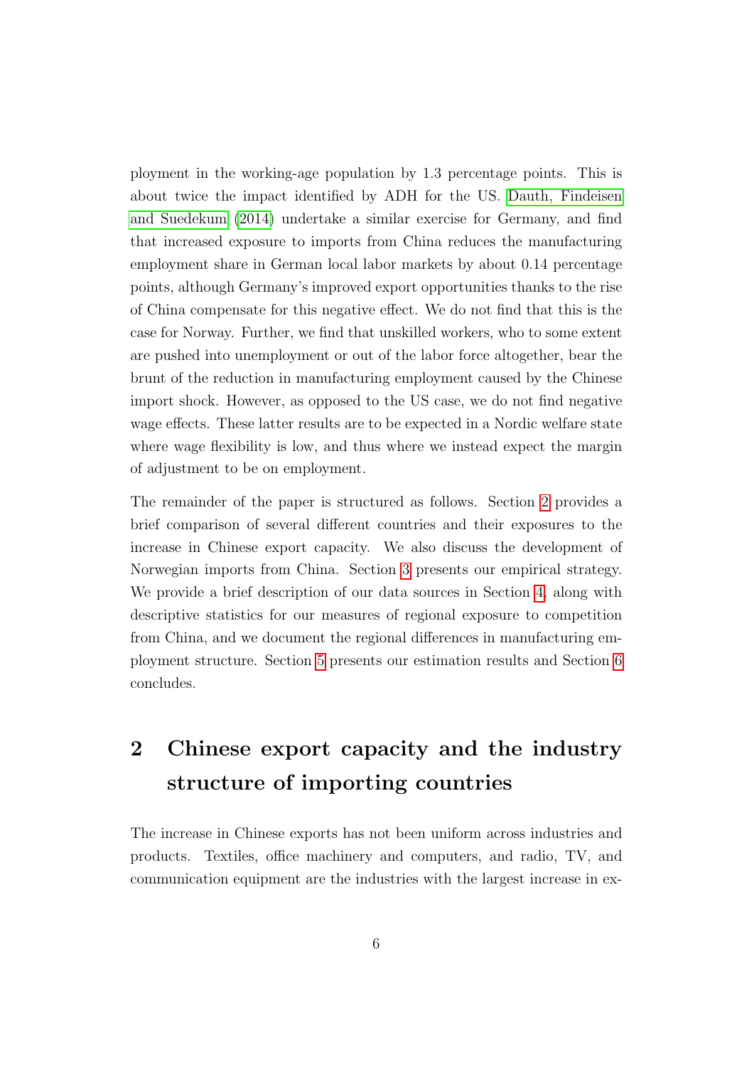ployment in the working-age population by 1.3 percentage points. This is about twice the impact identified by ADH for the US. Dauth, Findeisen and Suedekum (2014) undertake a similar exercise for Germany, and find that increased exposure to imports from China reduces the manufacturing employment share in German local labor markets by about 0.14 percentage points, although Germany's improved export opportunities thanks to the rise of China compensate for this negative effect. We do not find that this is the case for Norway. Further, we find that unskilled workers, who to some extent are pushed into unemployment or out of the labor force altogether, bear the brunt of the reduction in manufacturing employment caused by the Chinese import shock. However, as opposed to the US case, we do not find negative wage effects. These latter results are to be expected in a Nordic welfare state where wage flexibility is low, and thus where we instead expect the margin of adjustment to be on employment.

The remainder of the paper is structured as follows. Section 2 provides a brief comparison of several different countries and their exposures to the increase in Chinese export capacity. We also discuss the development of Norwegian imports from China. Section 3 presents our empirical strategy. We provide a brief description of our data sources in Section 4, along with descriptive statistics for our measures of regional exposure to competition from China, and we document the regional differences in manufacturing employment structure. Section 5 presents our estimation results and Section 6 concludes.

## 2 Chinese export capacity and the industry structure of importing countries

The increase in Chinese exports has not been uniform across industries and products. Textiles, office machinery and computers, and radio, TV, and communication equipment are the industries with the largest increase in ex-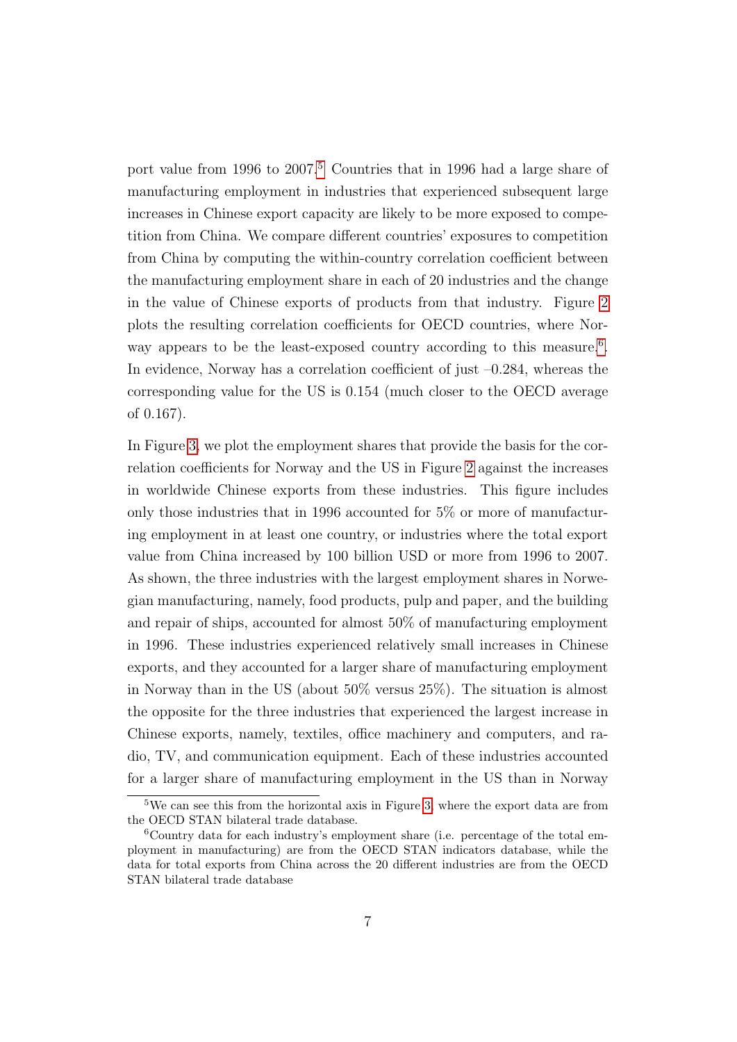port value from 1996 to 2007.[5] Countries that in 1996 had a large share of manufacturing employment in industries that experienced subsequent large increases in Chinese export capacity are likely to be more exposed to competition from China. We compare different countries' exposures to competition from China by computing the within-country correlation coefficient between the manufacturing employment share in each of 20 industries and the change in the value of Chinese exports of products from that industry. Figure 2 plots the resulting correlation coefficients for OECD countries, where Norway appears to be the least-exposed country according to this measure.[6]. In evidence, Norway has a correlation coefficient of just –0.284, whereas the corresponding value for the US is 0.154 (much closer to the OECD average of 0.167).

In Figure 3, we plot the employment shares that provide the basis for the correlation coefficients for Norway and the US in Figure 2 against the increases in worldwide Chinese exports from these industries. This figure includes only those industries that in 1996 accounted for 5% or more of manufacturing employment in at least one country, or industries where the total export value from China increased by 100 billion USD or more from 1996 to 2007. As shown, the three industries with the largest employment shares in Norwegian manufacturing, namely, food products, pulp and paper, and the building and repair of ships, accounted for almost 50% of manufacturing employment in 1996. These industries experienced relatively small increases in Chinese exports, and they accounted for a larger share of manufacturing employment in Norway than in the US (about 50% versus 25%). The situation is almost the opposite for the three industries that experienced the largest increase in Chinese exports, namely, textiles, office machinery and computers, and radio, TV, and communication equipment. Each of these industries accounted for a larger share of manufacturing employment in the US than in Norway

[5] We can see this from the horizontal axis in Figure 3, where the export data are from the OECD STAN bilateral trade database.

[6] Country data for each industry's employment share (i.e. percentage of the total employment in manufacturing) are from the OECD STAN indicators database, while the data for total exports from China across the 20 different industries are from the OECD STAN bilateral trade database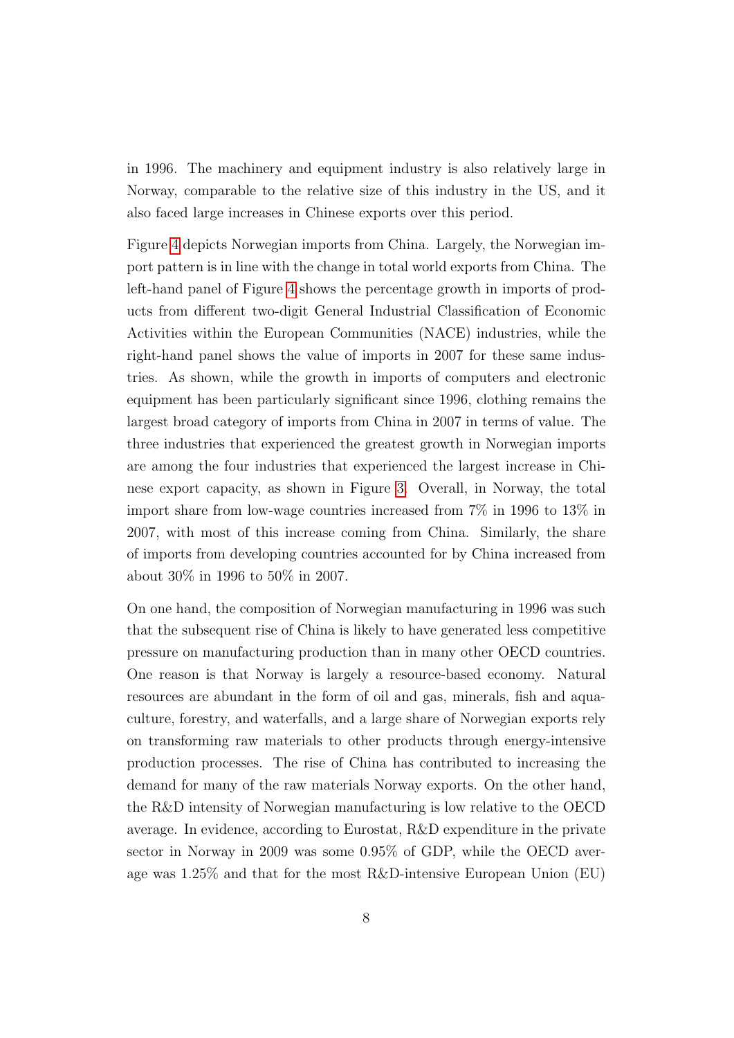in 1996. The machinery and equipment industry is also relatively large in Norway, comparable to the relative size of this industry in the US, and it also faced large increases in Chinese exports over this period.

Figure 4 depicts Norwegian imports from China. Largely, the Norwegian import pattern is in line with the change in total world exports from China. The left-hand panel of Figure 4 shows the percentage growth in imports of products from different two-digit General Industrial Classification of Economic Activities within the European Communities (NACE) industries, while the right-hand panel shows the value of imports in 2007 for these same industries. As shown, while the growth in imports of computers and electronic equipment has been particularly significant since 1996, clothing remains the largest broad category of imports from China in 2007 in terms of value. The three industries that experienced the greatest growth in Norwegian imports are among the four industries that experienced the largest increase in Chinese export capacity, as shown in Figure 3. Overall, in Norway, the total import share from low-wage countries increased from 7% in 1996 to 13% in 2007, with most of this increase coming from China. Similarly, the share of imports from developing countries accounted for by China increased from about 30% in 1996 to 50% in 2007.

On one hand, the composition of Norwegian manufacturing in 1996 was such that the subsequent rise of China is likely to have generated less competitive pressure on manufacturing production than in many other OECD countries. One reason is that Norway is largely a resource-based economy. Natural resources are abundant in the form of oil and gas, minerals, fish and aquaculture, forestry, and waterfalls, and a large share of Norwegian exports rely on transforming raw materials to other products through energy-intensive production processes. The rise of China has contributed to increasing the demand for many of the raw materials Norway exports. On the other hand, the R&D intensity of Norwegian manufacturing is low relative to the OECD average. In evidence, according to Eurostat, R&D expenditure in the private sector in Norway in 2009 was some 0.95% of GDP, while the OECD average was 1.25% and that for the most R&D-intensive European Union (EU)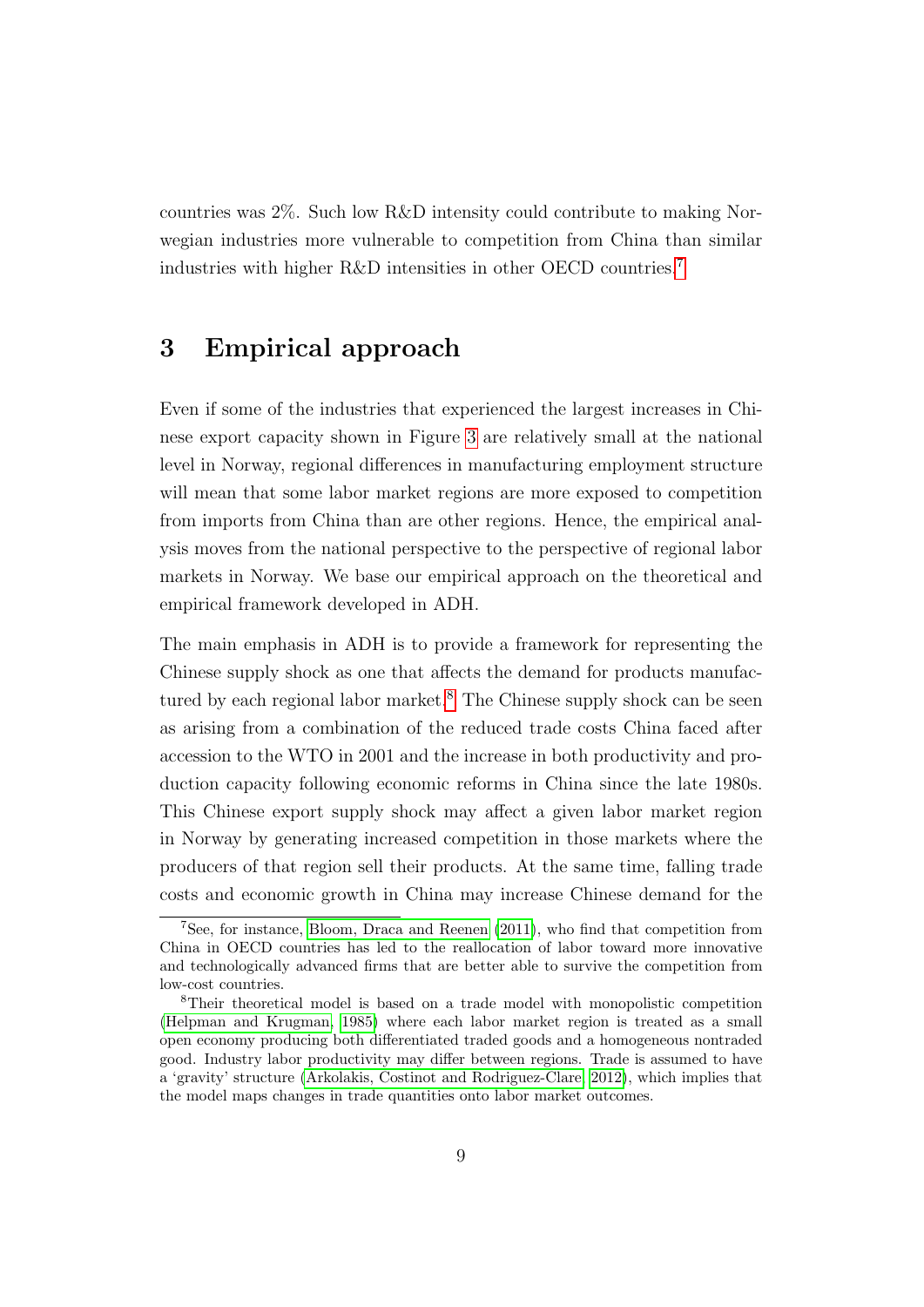countries was 2%. Such low R&D intensity could contribute to making Norwegian industries more vulnerable to competition from China than similar industries with higher R&D intensities in other OECD countries.[7]

# 3 Empirical approach

Even if some of the industries that experienced the largest increases in Chinese export capacity shown in Figure 3 are relatively small at the national level in Norway, regional differences in manufacturing employment structure will mean that some labor market regions are more exposed to competition from imports from China than are other regions. Hence, the empirical analysis moves from the national perspective to the perspective of regional labor markets in Norway. We base our empirical approach on the theoretical and empirical framework developed in ADH.

The main emphasis in ADH is to provide a framework for representing the Chinese supply shock as one that affects the demand for products manufactured by each regional labor market.[8] The Chinese supply shock can be seen as arising from a combination of the reduced trade costs China faced after accession to the WTO in 2001 and the increase in both productivity and production capacity following economic reforms in China since the late 1980s. This Chinese export supply shock may affect a given labor market region in Norway by generating increased competition in those markets where the producers of that region sell their products. At the same time, falling trade costs and economic growth in China may increase Chinese demand for the

[7] See, for instance, Bloom, Draca and Reenen (2011), who find that competition from China in OECD countries has led to the reallocation of labor toward more innovative and technologically advanced firms that are better able to survive the competition from low-cost countries.

[8] Their theoretical model is based on a trade model with monopolistic competition (Helpman and Krugman, 1985) where each labor market region is treated as a small open economy producing both differentiated traded goods and a homogeneous nontraded good. Industry labor productivity may differ between regions. Trade is assumed to have a 'gravity' structure (Arkolakis, Costinot and Rodriguez-Clare, 2012), which implies that the model maps changes in trade quantities onto labor market outcomes.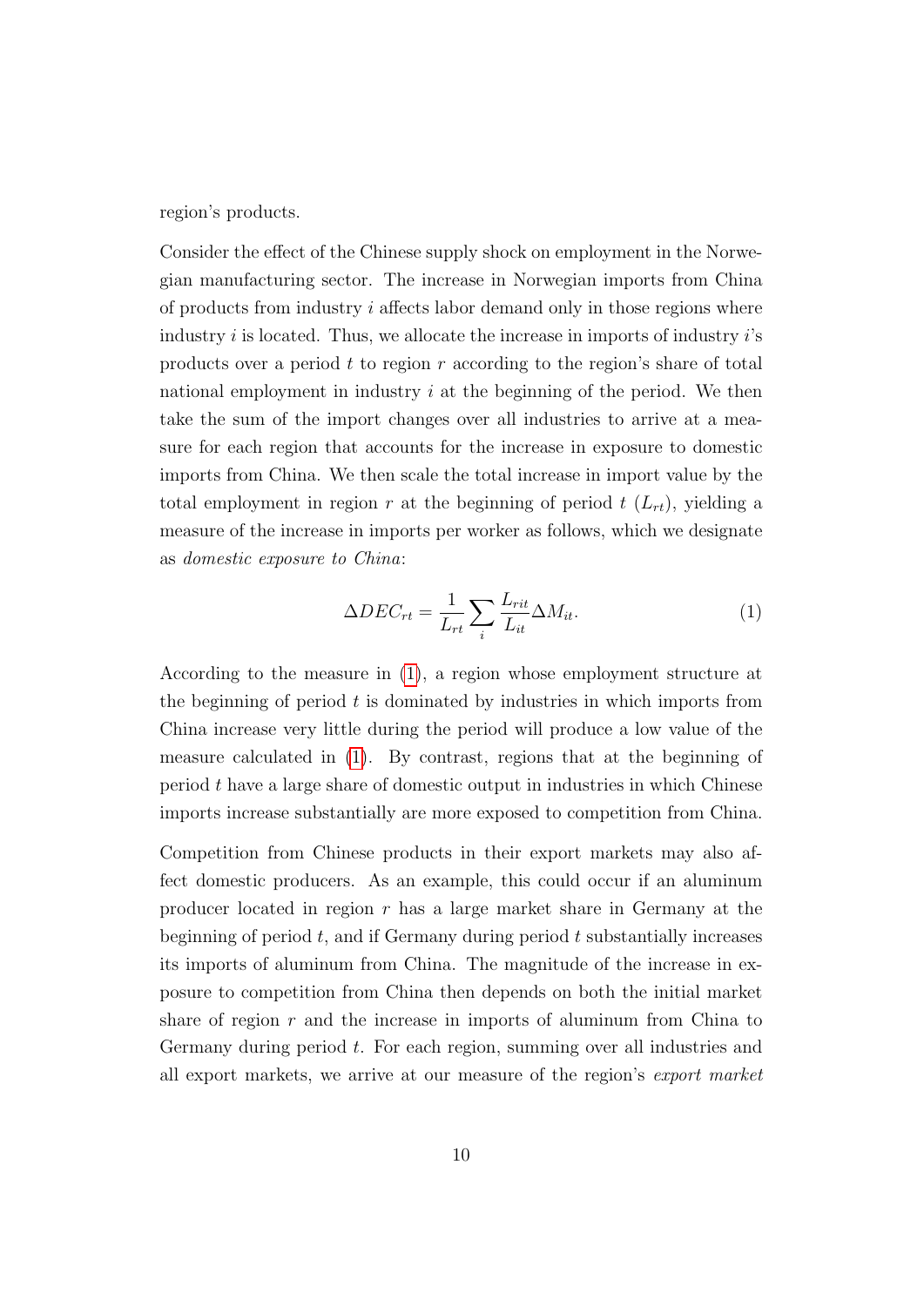region's products.

Consider the effect of the Chinese supply shock on employment in the Norwegian manufacturing sector. The increase in Norwegian imports from China of products from industry $i$ affects labor demand only in those regions where industry $i$ is located. Thus, we allocate the increase in imports of industry $i$'s products over a period $t$ to region $r$ according to the region's share of total national employment in industry $i$ at the beginning of the period. We then take the sum of the import changes over all industries to arrive at a measure for each region that accounts for the increase in exposure to domestic imports from China. We then scale the total increase in import value by the total employment in region $r$ at the beginning of period $t$ ($L_{rt}$), yielding a measure of the increase in imports per worker as follows, which we designate as *domestic exposure to China*:

$$\Delta DEC_{rt} = \frac{1}{L_{rt}} \sum_{i} \frac{L_{rit}}{L_{it}} \Delta M_{it}. \tag{1}$$

According to the measure in (1), a region whose employment structure at the beginning of period $t$ is dominated by industries in which imports from China increase very little during the period will produce a low value of the measure calculated in (1). By contrast, regions that at the beginning of period $t$ have a large share of domestic output in industries in which Chinese imports increase substantially are more exposed to competition from China.

Competition from Chinese products in their export markets may also affect domestic producers. As an example, this could occur if an aluminum producer located in region $r$ has a large market share in Germany at the beginning of period $t$, and if Germany during period $t$ substantially increases its imports of aluminum from China. The magnitude of the increase in exposure to competition from China then depends on both the initial market share of region $r$ and the increase in imports of aluminum from China to Germany during period $t$. For each region, summing over all industries and all export markets, we arrive at our measure of the region's *export market*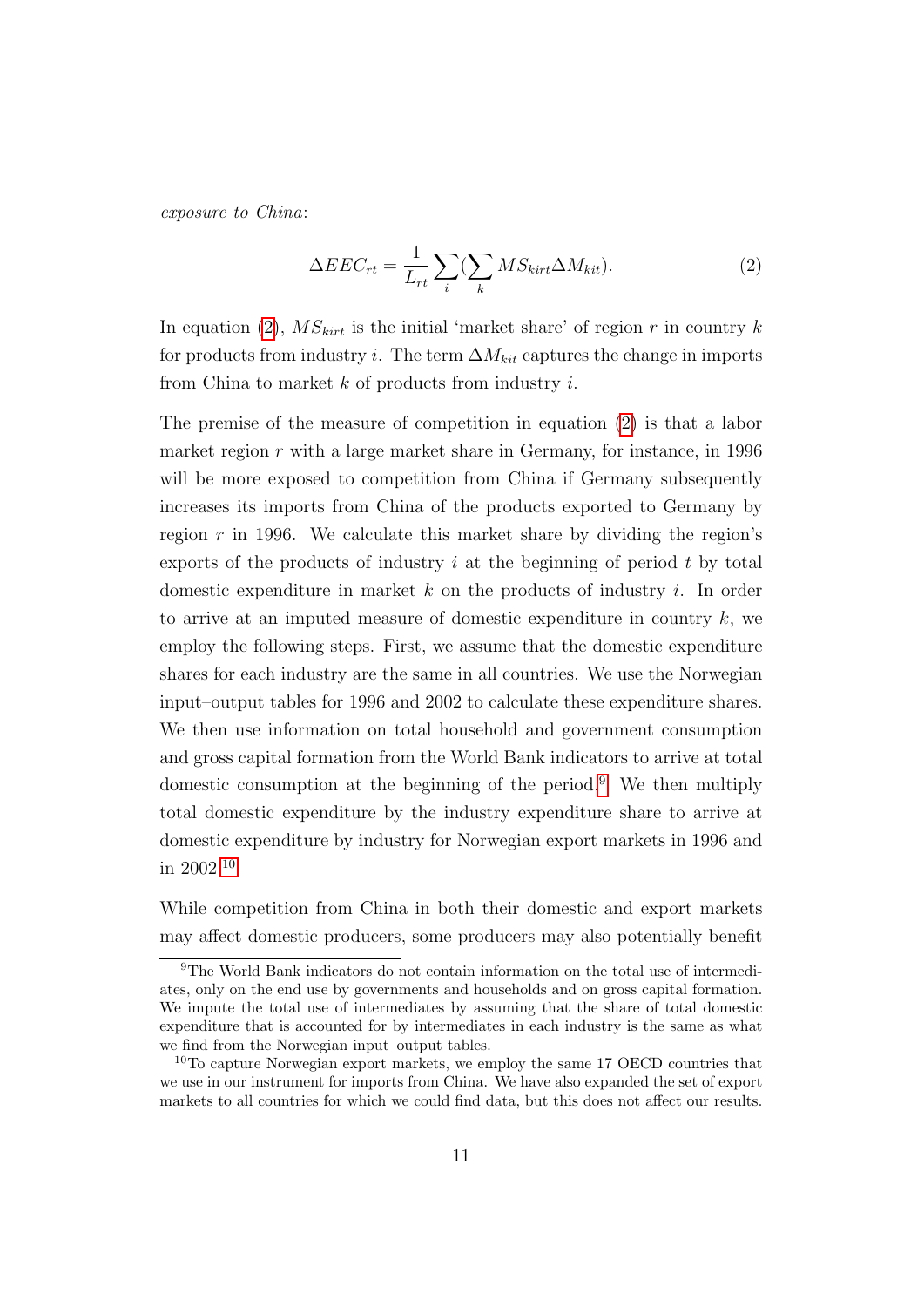*exposure to China*:

$$\Delta EEC_{rt} = \frac{1}{L_{rt}} \sum_{i} (\sum_{k} MS_{kirt} \Delta M_{kit}). \tag{2}$$

In equation (2), $MS_{kirt}$ is the initial 'market share' of region $r$ in country $k$ for products from industry $i$. The term $\Delta M_{kit}$ captures the change in imports from China to market $k$ of products from industry $i$.

The premise of the measure of competition in equation (2) is that a labor market region $r$ with a large market share in Germany, for instance, in 1996 will be more exposed to competition from China if Germany subsequently increases its imports from China of the products exported to Germany by region $r$ in 1996. We calculate this market share by dividing the region's exports of the products of industry $i$ at the beginning of period $t$ by total domestic expenditure in market $k$ on the products of industry $i$. In order to arrive at an imputed measure of domestic expenditure in country $k$, we employ the following steps. First, we assume that the domestic expenditure shares for each industry are the same in all countries. We use the Norwegian input–output tables for 1996 and 2002 to calculate these expenditure shares. We then use information on total household and government consumption and gross capital formation from the World Bank indicators to arrive at total domestic consumption at the beginning of the period.[9] We then multiply total domestic expenditure by the industry expenditure share to arrive at domestic expenditure by industry for Norwegian export markets in 1996 and in 2002.[10]

While competition from China in both their domestic and export markets may affect domestic producers, some producers may also potentially benefit

[9] The World Bank indicators do not contain information on the total use of intermediates, only on the end use by governments and households and on gross capital formation. We impute the total use of intermediates by assuming that the share of total domestic expenditure that is accounted for by intermediates in each industry is the same as what we find from the Norwegian input–output tables.

[10] To capture Norwegian export markets, we employ the same 17 OECD countries that we use in our instrument for imports from China. We have also expanded the set of export markets to all countries for which we could find data, but this does not affect our results.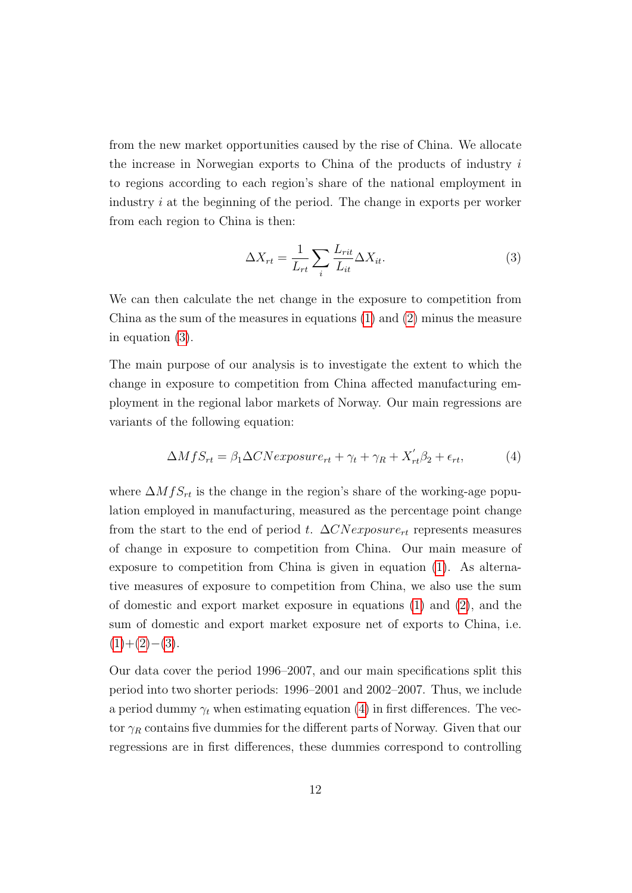from the new market opportunities caused by the rise of China. We allocate the increase in Norwegian exports to China of the products of industry $i$ to regions according to each region's share of the national employment in industry $i$ at the beginning of the period. The change in exports per worker from each region to China is then:

$$\Delta X_{rt} = \frac{1}{L_{rt}} \sum_{i} \frac{L_{rit}}{L_{it}} \Delta X_{it}. \tag{3}$$

We can then calculate the net change in the exposure to competition from China as the sum of the measures in equations (1) and (2) minus the measure in equation (3).

The main purpose of our analysis is to investigate the extent to which the change in exposure to competition from China affected manufacturing employment in the regional labor markets of Norway. Our main regressions are variants of the following equation:

$$\Delta MfS_{rt} = \beta_1 \Delta CNexposure_{rt} + \gamma_t + \gamma_R + X_{rt}^{'} \beta_2 + \epsilon_{rt}, \tag{4}$$

where $\Delta MfS_{rt}$ is the change in the region's share of the working-age population employed in manufacturing, measured as the percentage point change from the start to the end of period $t$. $\Delta CNexposure_{rt}$ represents measures of change in exposure to competition from China. Our main measure of exposure to competition from China is given in equation (1). As alternative measures of exposure to competition from China, we also use the sum of domestic and export market exposure in equations (1) and (2), and the sum of domestic and export market exposure net of exports to China, i.e. (1)+(2)−(3).

Our data cover the period 1996–2007, and our main specifications split this period into two shorter periods: 1996–2001 and 2002–2007. Thus, we include a period dummy $\gamma_t$ when estimating equation (4) in first differences. The vector $\gamma_R$ contains five dummies for the different parts of Norway. Given that our regressions are in first differences, these dummies correspond to controlling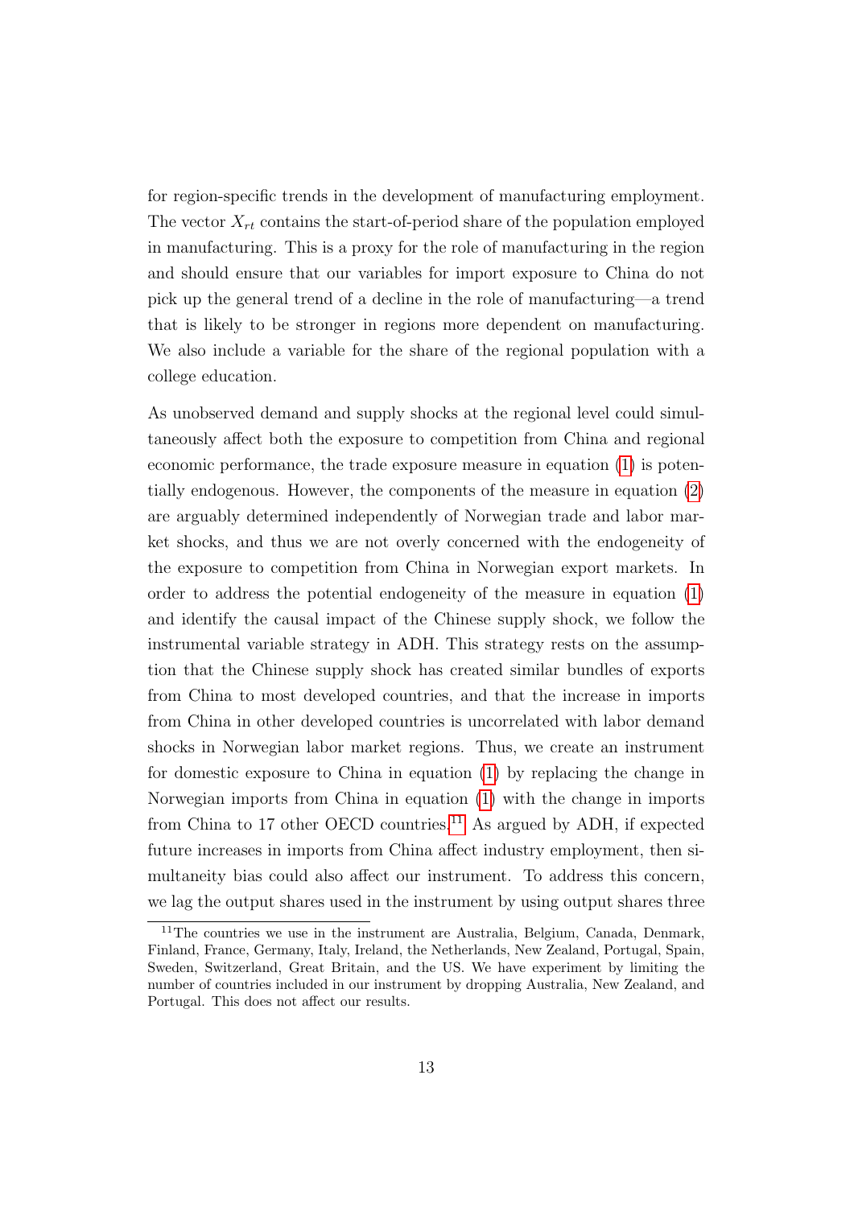for region-specific trends in the development of manufacturing employment. The vector $X_{rt}$ contains the start-of-period share of the population employed in manufacturing. This is a proxy for the role of manufacturing in the region and should ensure that our variables for import exposure to China do not pick up the general trend of a decline in the role of manufacturing—a trend that is likely to be stronger in regions more dependent on manufacturing. We also include a variable for the share of the regional population with a college education.

As unobserved demand and supply shocks at the regional level could simultaneously affect both the exposure to competition from China and regional economic performance, the trade exposure measure in equation (1) is potentially endogenous. However, the components of the measure in equation (2) are arguably determined independently of Norwegian trade and labor market shocks, and thus we are not overly concerned with the endogeneity of the exposure to competition from China in Norwegian export markets. In order to address the potential endogeneity of the measure in equation (1) and identify the causal impact of the Chinese supply shock, we follow the instrumental variable strategy in ADH. This strategy rests on the assumption that the Chinese supply shock has created similar bundles of exports from China to most developed countries, and that the increase in imports from China in other developed countries is uncorrelated with labor demand shocks in Norwegian labor market regions. Thus, we create an instrument for domestic exposure to China in equation (1) by replacing the change in Norwegian imports from China in equation (1) with the change in imports from China to 17 other OECD countries.[11] As argued by ADH, if expected future increases in imports from China affect industry employment, then simultaneity bias could also affect our instrument. To address this concern, we lag the output shares used in the instrument by using output shares three

[11] The countries we use in the instrument are Australia, Belgium, Canada, Denmark, Finland, France, Germany, Italy, Ireland, the Netherlands, New Zealand, Portugal, Spain, Sweden, Switzerland, Great Britain, and the US. We have experiment by limiting the number of countries included in our instrument by dropping Australia, New Zealand, and Portugal. This does not affect our results.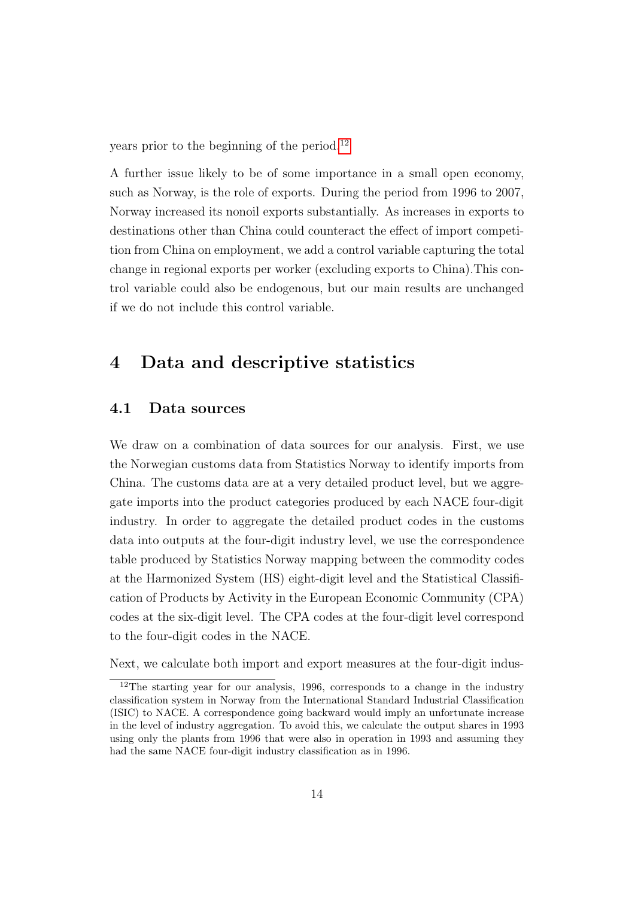years prior to the beginning of the period.[12]

A further issue likely to be of some importance in a small open economy, such as Norway, is the role of exports. During the period from 1996 to 2007, Norway increased its nonoil exports substantially. As increases in exports to destinations other than China could counteract the effect of import competition from China on employment, we add a control variable capturing the total change in regional exports per worker (excluding exports to China).This control variable could also be endogenous, but our main results are unchanged if we do not include this control variable.

# 4 Data and descriptive statistics

## 4.1 Data sources

We draw on a combination of data sources for our analysis. First, we use the Norwegian customs data from Statistics Norway to identify imports from China. The customs data are at a very detailed product level, but we aggregate imports into the product categories produced by each NACE four-digit industry. In order to aggregate the detailed product codes in the customs data into outputs at the four-digit industry level, we use the correspondence table produced by Statistics Norway mapping between the commodity codes at the Harmonized System (HS) eight-digit level and the Statistical Classification of Products by Activity in the European Economic Community (CPA) codes at the six-digit level. The CPA codes at the four-digit level correspond to the four-digit codes in the NACE.

Next, we calculate both import and export measures at the four-digit indus-

[12] The starting year for our analysis, 1996, corresponds to a change in the industry classification system in Norway from the International Standard Industrial Classification (ISIC) to NACE. A correspondence going backward would imply an unfortunate increase in the level of industry aggregation. To avoid this, we calculate the output shares in 1993 using only the plants from 1996 that were also in operation in 1993 and assuming they had the same NACE four-digit industry classification as in 1996.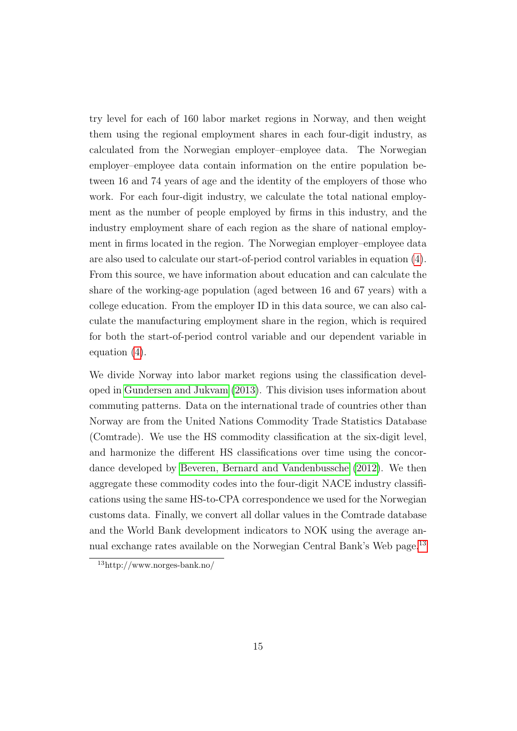try level for each of 160 labor market regions in Norway, and then weight them using the regional employment shares in each four-digit industry, as calculated from the Norwegian employer–employee data. The Norwegian employer–employee data contain information on the entire population between 16 and 74 years of age and the identity of the employers of those who work. For each four-digit industry, we calculate the total national employment as the number of people employed by firms in this industry, and the industry employment share of each region as the share of national employment in firms located in the region. The Norwegian employer–employee data are also used to calculate our start-of-period control variables in equation (4). From this source, we have information about education and can calculate the share of the working-age population (aged between 16 and 67 years) with a college education. From the employer ID in this data source, we can also calculate the manufacturing employment share in the region, which is required for both the start-of-period control variable and our dependent variable in equation (4).

We divide Norway into labor market regions using the classification developed in Gundersen and Jukvam (2013). This division uses information about commuting patterns. Data on the international trade of countries other than Norway are from the United Nations Commodity Trade Statistics Database (Comtrade). We use the HS commodity classification at the six-digit level, and harmonize the different HS classifications over time using the concordance developed by Beveren, Bernard and Vandenbussche (2012). We then aggregate these commodity codes into the four-digit NACE industry classifications using the same HS-to-CPA correspondence we used for the Norwegian customs data. Finally, we convert all dollar values in the Comtrade database and the World Bank development indicators to NOK using the average annual exchange rates available on the Norwegian Central Bank's Web page.[13]

[13] http://www.norges-bank.no/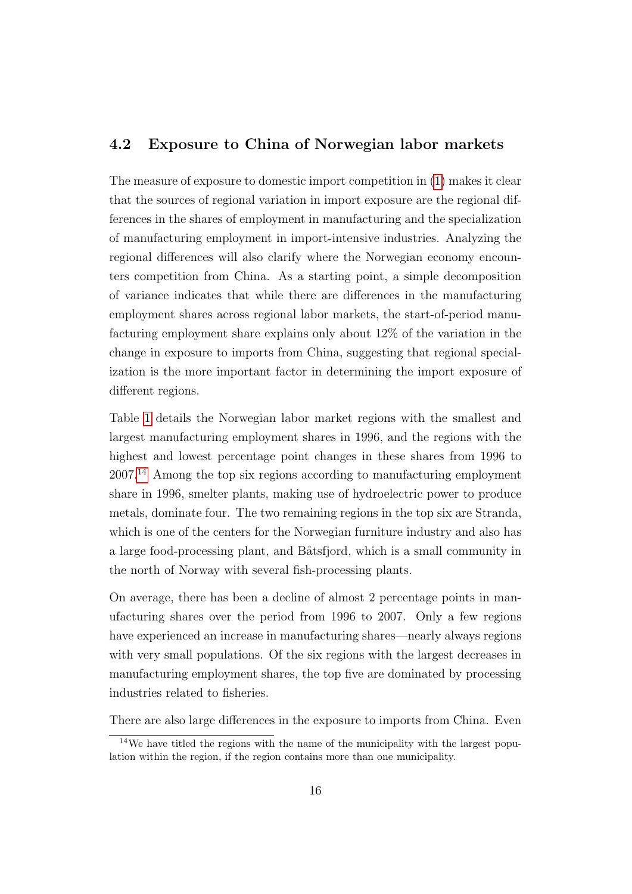### 4.2 Exposure to China of Norwegian labor markets

The measure of exposure to domestic import competition in (1) makes it clear that the sources of regional variation in import exposure are the regional differences in the shares of employment in manufacturing and the specialization of manufacturing employment in import-intensive industries. Analyzing the regional differences will also clarify where the Norwegian economy encounters competition from China. As a starting point, a simple decomposition of variance indicates that while there are differences in the manufacturing employment shares across regional labor markets, the start-of-period manufacturing employment share explains only about 12% of the variation in the change in exposure to imports from China, suggesting that regional specialization is the more important factor in determining the import exposure of different regions.

Table 1 details the Norwegian labor market regions with the smallest and largest manufacturing employment shares in 1996, and the regions with the highest and lowest percentage point changes in these shares from 1996 to 2007.[14] Among the top six regions according to manufacturing employment share in 1996, smelter plants, making use of hydroelectric power to produce metals, dominate four. The two remaining regions in the top six are Stranda, which is one of the centers for the Norwegian furniture industry and also has a large food-processing plant, and Båtsfjord, which is a small community in the north of Norway with several fish-processing plants.

On average, there has been a decline of almost 2 percentage points in manufacturing shares over the period from 1996 to 2007. Only a few regions have experienced an increase in manufacturing shares—nearly always regions with very small populations. Of the six regions with the largest decreases in manufacturing employment shares, the top five are dominated by processing industries related to fisheries.

There are also large differences in the exposure to imports from China. Even

[14] We have titled the regions with the name of the municipality with the largest population within the region, if the region contains more than one municipality.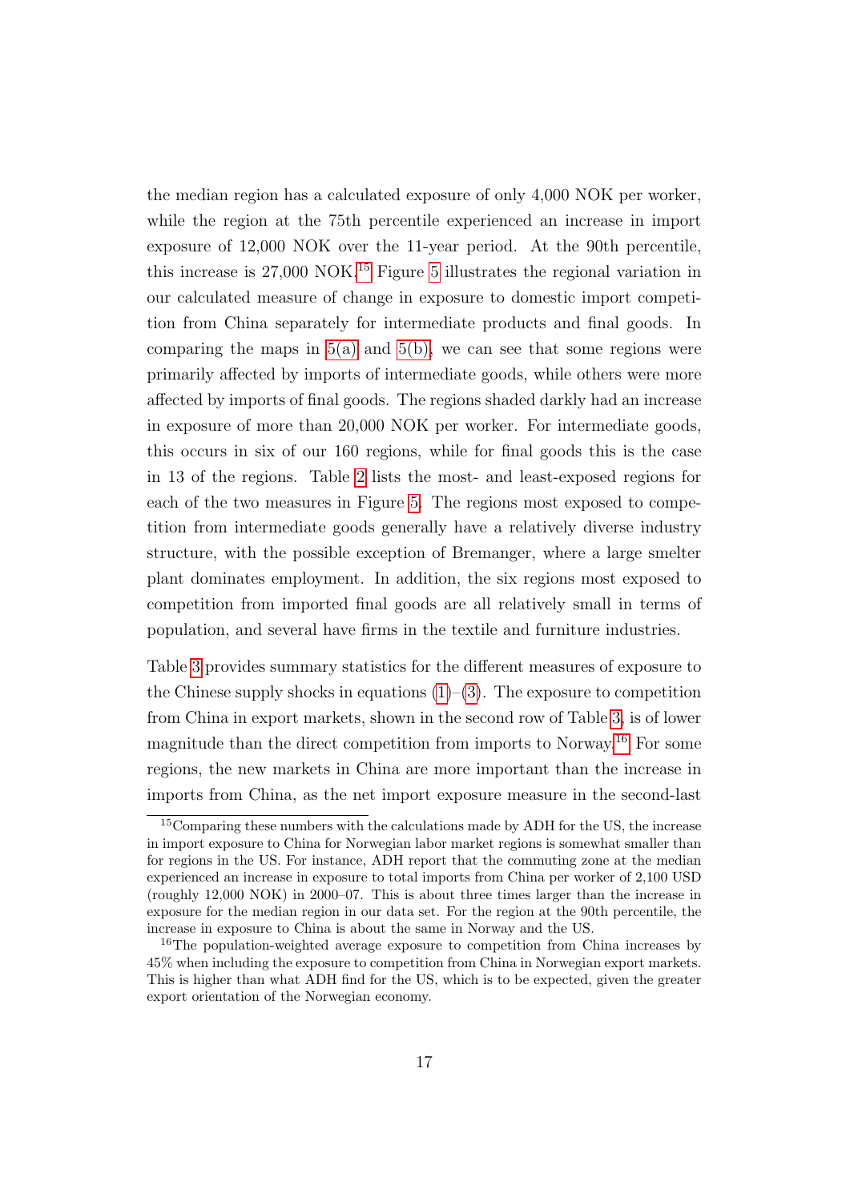the median region has a calculated exposure of only 4,000 NOK per worker, while the region at the 75th percentile experienced an increase in import exposure of 12,000 NOK over the 11-year period. At the 90th percentile, this increase is 27,000 NOK.[15] Figure 5 illustrates the regional variation in our calculated measure of change in exposure to domestic import competition from China separately for intermediate products and final goods. In comparing the maps in 5(a) and 5(b), we can see that some regions were primarily affected by imports of intermediate goods, while others were more affected by imports of final goods. The regions shaded darkly had an increase in exposure of more than 20,000 NOK per worker. For intermediate goods, this occurs in six of our 160 regions, while for final goods this is the case in 13 of the regions. Table 2 lists the most- and least-exposed regions for each of the two measures in Figure 5. The regions most exposed to competition from intermediate goods generally have a relatively diverse industry structure, with the possible exception of Bremanger, where a large smelter plant dominates employment. In addition, the six regions most exposed to competition from imported final goods are all relatively small in terms of population, and several have firms in the textile and furniture industries.

Table 3 provides summary statistics for the different measures of exposure to the Chinese supply shocks in equations (1)–(3). The exposure to competition from China in export markets, shown in the second row of Table 3, is of lower magnitude than the direct competition from imports to Norway.[16] For some regions, the new markets in China are more important than the increase in imports from China, as the net import exposure measure in the second-last

[15] Comparing these numbers with the calculations made by ADH for the US, the increase in import exposure to China for Norwegian labor market regions is somewhat smaller than for regions in the US. For instance, ADH report that the commuting zone at the median experienced an increase in exposure to total imports from China per worker of 2,100 USD (roughly 12,000 NOK) in 2000–07. This is about three times larger than the increase in exposure for the median region in our data set. For the region at the 90th percentile, the increase in exposure to China is about the same in Norway and the US.

[16] The population-weighted average exposure to competition from China increases by 45% when including the exposure to competition from China in Norwegian export markets. This is higher than what ADH find for the US, which is to be expected, given the greater export orientation of the Norwegian economy.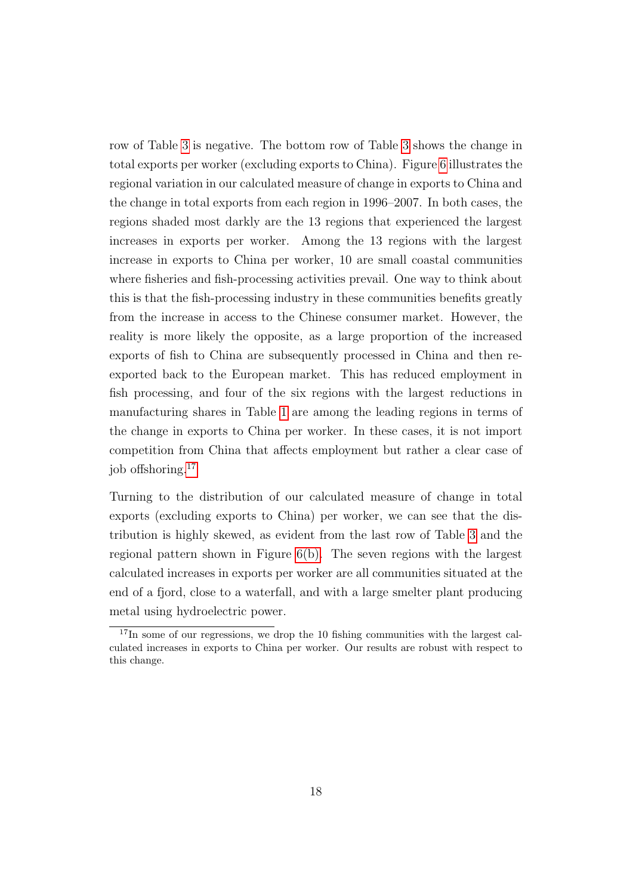row of Table 3 is negative. The bottom row of Table 3 shows the change in total exports per worker (excluding exports to China). Figure 6 illustrates the regional variation in our calculated measure of change in exports to China and the change in total exports from each region in 1996–2007. In both cases, the regions shaded most darkly are the 13 regions that experienced the largest increases in exports per worker. Among the 13 regions with the largest increase in exports to China per worker, 10 are small coastal communities where fisheries and fish-processing activities prevail. One way to think about this is that the fish-processing industry in these communities benefits greatly from the increase in access to the Chinese consumer market. However, the reality is more likely the opposite, as a large proportion of the increased exports of fish to China are subsequently processed in China and then re-exported back to the European market. This has reduced employment in fish processing, and four of the six regions with the largest reductions in manufacturing shares in Table 1 are among the leading regions in terms of the change in exports to China per worker. In these cases, it is not import competition from China that affects employment but rather a clear case of job offshoring.[17]

Turning to the distribution of our calculated measure of change in total exports (excluding exports to China) per worker, we can see that the distribution is highly skewed, as evident from the last row of Table 3 and the regional pattern shown in Figure 6(b). The seven regions with the largest calculated increases in exports per worker are all communities situated at the end of a fjord, close to a waterfall, and with a large smelter plant producing metal using hydroelectric power.

[17] In some of our regressions, we drop the 10 fishing communities with the largest calculated increases in exports to China per worker. Our results are robust with respect to this change.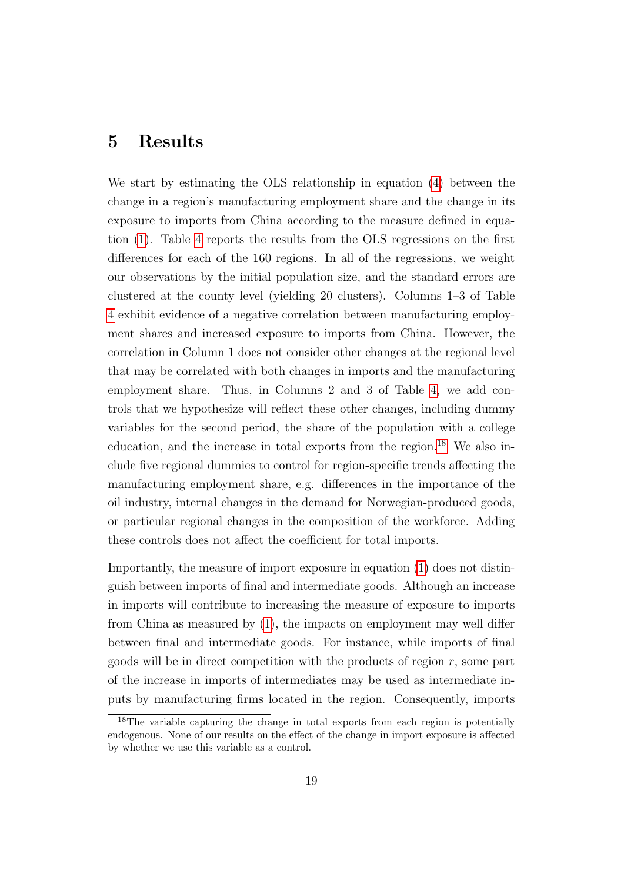# 5 Results

We start by estimating the OLS relationship in equation (4) between the change in a region's manufacturing employment share and the change in its exposure to imports from China according to the measure defined in equation (1). Table 4 reports the results from the OLS regressions on the first differences for each of the 160 regions. In all of the regressions, we weight our observations by the initial population size, and the standard errors are clustered at the county level (yielding 20 clusters). Columns 1–3 of Table 4 exhibit evidence of a negative correlation between manufacturing employment shares and increased exposure to imports from China. However, the correlation in Column 1 does not consider other changes at the regional level that may be correlated with both changes in imports and the manufacturing employment share. Thus, in Columns 2 and 3 of Table 4, we add controls that we hypothesize will reflect these other changes, including dummy variables for the second period, the share of the population with a college education, and the increase in total exports from the region.[18] We also include five regional dummies to control for region-specific trends affecting the manufacturing employment share, e.g. differences in the importance of the oil industry, internal changes in the demand for Norwegian-produced goods, or particular regional changes in the composition of the workforce. Adding these controls does not affect the coefficient for total imports.

Importantly, the measure of import exposure in equation (1) does not distinguish between imports of final and intermediate goods. Although an increase in imports will contribute to increasing the measure of exposure to imports from China as measured by (1), the impacts on employment may well differ between final and intermediate goods. For instance, while imports of final goods will be in direct competition with the products of region $r$, some part of the increase in imports of intermediates may be used as intermediate inputs by manufacturing firms located in the region. Consequently, imports

[18] The variable capturing the change in total exports from each region is potentially endogenous. None of our results on the effect of the change in import exposure is affected by whether we use this variable as a control.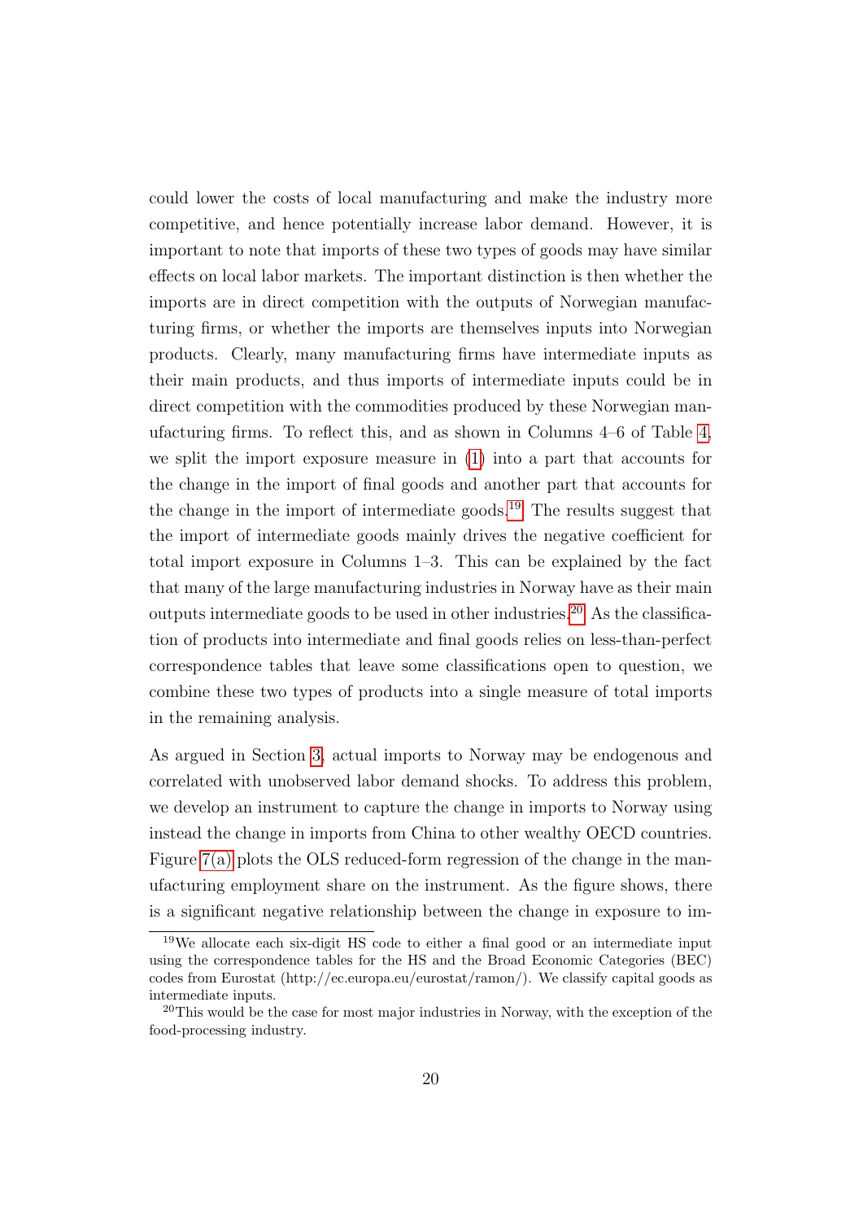could lower the costs of local manufacturing and make the industry more competitive, and hence potentially increase labor demand. However, it is important to note that imports of these two types of goods may have similar effects on local labor markets. The important distinction is then whether the imports are in direct competition with the outputs of Norwegian manufacturing firms, or whether the imports are themselves inputs into Norwegian products. Clearly, many manufacturing firms have intermediate inputs as their main products, and thus imports of intermediate inputs could be in direct competition with the commodities produced by these Norwegian manufacturing firms. To reflect this, and as shown in Columns 4–6 of Table 4, we split the import exposure measure in (1) into a part that accounts for the change in the import of final goods and another part that accounts for the change in the import of intermediate goods.[19] The results suggest that the import of intermediate goods mainly drives the negative coefficient for total import exposure in Columns 1–3. This can be explained by the fact that many of the large manufacturing industries in Norway have as their main outputs intermediate goods to be used in other industries.[20] As the classification of products into intermediate and final goods relies on less-than-perfect correspondence tables that leave some classifications open to question, we combine these two types of products into a single measure of total imports in the remaining analysis.

As argued in Section 3, actual imports to Norway may be endogenous and correlated with unobserved labor demand shocks. To address this problem, we develop an instrument to capture the change in imports to Norway using instead the change in imports from China to other wealthy OECD countries. Figure 7(a) plots the OLS reduced-form regression of the change in the manufacturing employment share on the instrument. As the figure shows, there is a significant negative relationship between the change in exposure to im-

[19] We allocate each six-digit HS code to either a final good or an intermediate input using the correspondence tables for the HS and the Broad Economic Categories (BEC) codes from Eurostat (http://ec.europa.eu/eurostat/ramon/). We classify capital goods as intermediate inputs.

[20] This would be the case for most major industries in Norway, with the exception of the food-processing industry.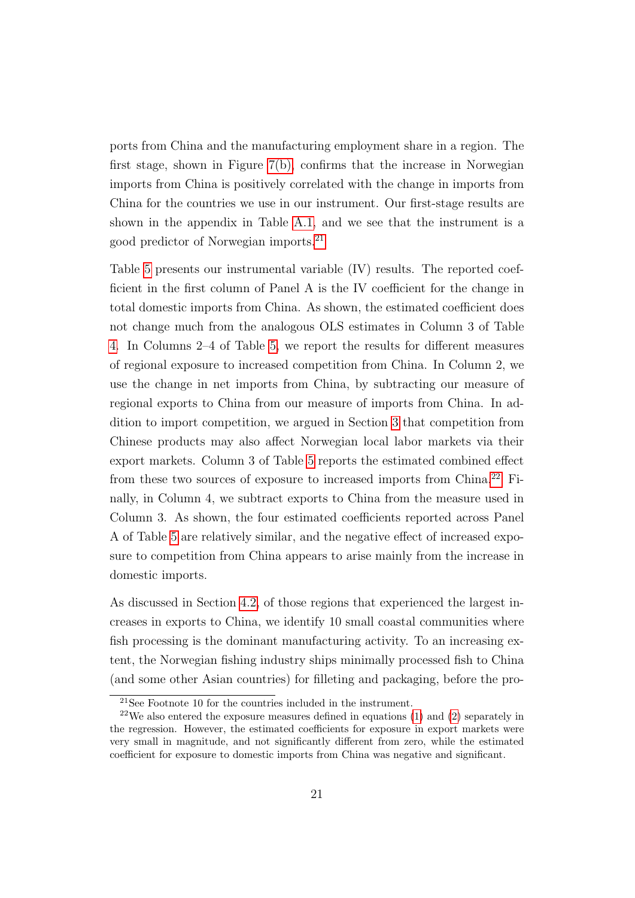ports from China and the manufacturing employment share in a region. The first stage, shown in Figure 7(b), confirms that the increase in Norwegian imports from China is positively correlated with the change in imports from China for the countries we use in our instrument. Our first-stage results are shown in the appendix in Table A.1, and we see that the instrument is a good predictor of Norwegian imports.[21]

Table 5 presents our instrumental variable (IV) results. The reported coefficient in the first column of Panel A is the IV coefficient for the change in total domestic imports from China. As shown, the estimated coefficient does not change much from the analogous OLS estimates in Column 3 of Table 4. In Columns 2–4 of Table 5, we report the results for different measures of regional exposure to increased competition from China. In Column 2, we use the change in net imports from China, by subtracting our measure of regional exports to China from our measure of imports from China. In addition to import competition, we argued in Section 3 that competition from Chinese products may also affect Norwegian local labor markets via their export markets. Column 3 of Table 5 reports the estimated combined effect from these two sources of exposure to increased imports from China.[22] Finally, in Column 4, we subtract exports to China from the measure used in Column 3. As shown, the four estimated coefficients reported across Panel A of Table 5 are relatively similar, and the negative effect of increased exposure to competition from China appears to arise mainly from the increase in domestic imports.

As discussed in Section 4.2, of those regions that experienced the largest increases in exports to China, we identify 10 small coastal communities where fish processing is the dominant manufacturing activity. To an increasing extent, the Norwegian fishing industry ships minimally processed fish to China (and some other Asian countries) for filleting and packaging, before the pro-

[21] See Footnote 10 for the countries included in the instrument.

[22] We also entered the exposure measures defined in equations (1) and (2) separately in the regression. However, the estimated coefficients for exposure in export markets were very small in magnitude, and not significantly different from zero, while the estimated coefficient for exposure to domestic imports from China was negative and significant.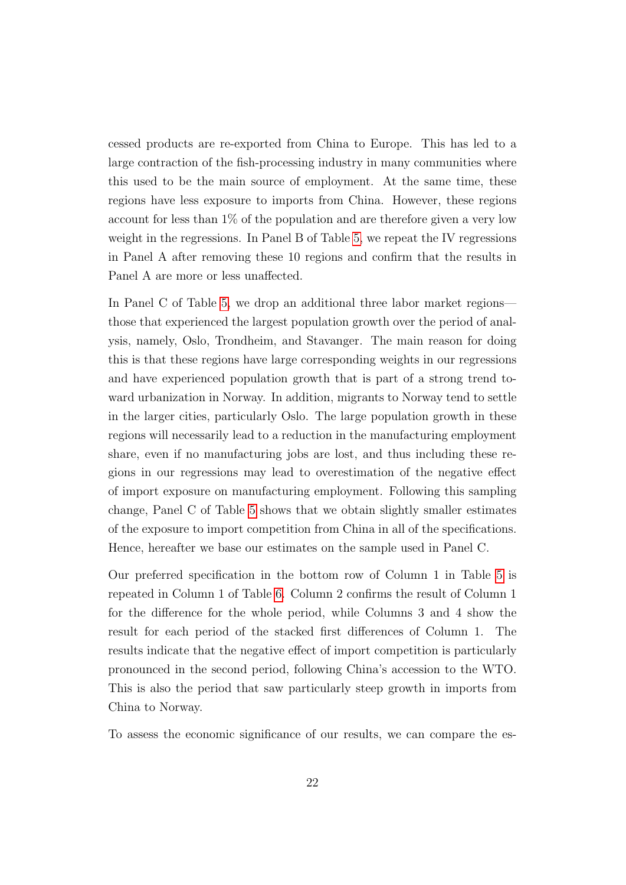cessed products are re-exported from China to Europe. This has led to a large contraction of the fish-processing industry in many communities where this used to be the main source of employment. At the same time, these regions have less exposure to imports from China. However, these regions account for less than 1% of the population and are therefore given a very low weight in the regressions. In Panel B of Table 5, we repeat the IV regressions in Panel A after removing these 10 regions and confirm that the results in Panel A are more or less unaffected.

In Panel C of Table 5, we drop an additional three labor market regions—those that experienced the largest population growth over the period of analysis, namely, Oslo, Trondheim, and Stavanger. The main reason for doing this is that these regions have large corresponding weights in our regressions and have experienced population growth that is part of a strong trend toward urbanization in Norway. In addition, migrants to Norway tend to settle in the larger cities, particularly Oslo. The large population growth in these regions will necessarily lead to a reduction in the manufacturing employment share, even if no manufacturing jobs are lost, and thus including these regions in our regressions may lead to overestimation of the negative effect of import exposure on manufacturing employment. Following this sampling change, Panel C of Table 5 shows that we obtain slightly smaller estimates of the exposure to import competition from China in all of the specifications. Hence, hereafter we base our estimates on the sample used in Panel C.

Our preferred specification in the bottom row of Column 1 in Table 5 is repeated in Column 1 of Table 6. Column 2 confirms the result of Column 1 for the difference for the whole period, while Columns 3 and 4 show the result for each period of the stacked first differences of Column 1. The results indicate that the negative effect of import competition is particularly pronounced in the second period, following China's accession to the WTO. This is also the period that saw particularly steep growth in imports from China to Norway.

To assess the economic significance of our results, we can compare the es-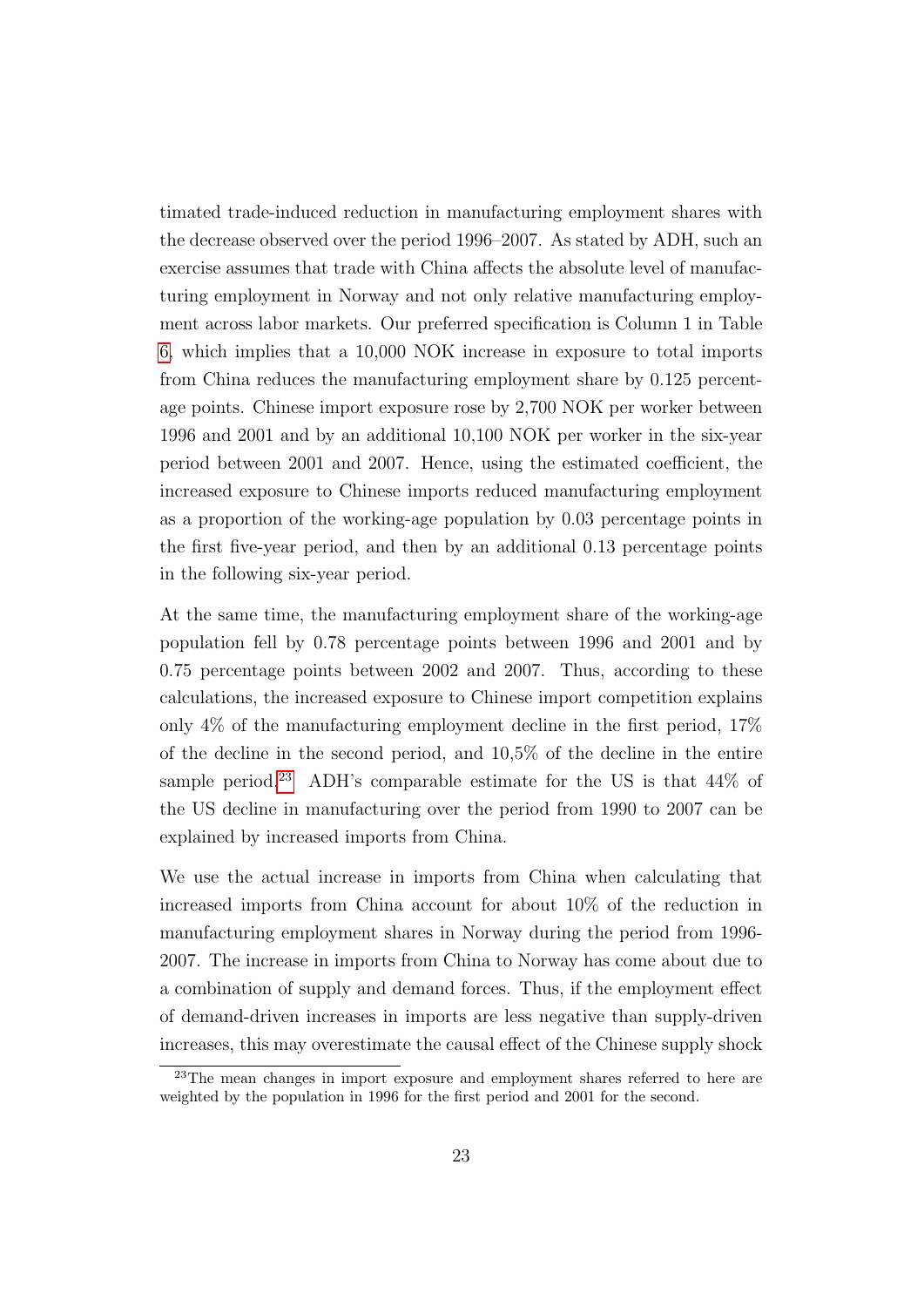timated trade-induced reduction in manufacturing employment shares with the decrease observed over the period 1996–2007. As stated by ADH, such an exercise assumes that trade with China affects the absolute level of manufacturing employment in Norway and not only relative manufacturing employment across labor markets. Our preferred specification is Column 1 in Table 6, which implies that a 10,000 NOK increase in exposure to total imports from China reduces the manufacturing employment share by 0.125 percentage points. Chinese import exposure rose by 2,700 NOK per worker between 1996 and 2001 and by an additional 10,100 NOK per worker in the six-year period between 2001 and 2007. Hence, using the estimated coefficient, the increased exposure to Chinese imports reduced manufacturing employment as a proportion of the working-age population by 0.03 percentage points in the first five-year period, and then by an additional 0.13 percentage points in the following six-year period.

At the same time, the manufacturing employment share of the working-age population fell by 0.78 percentage points between 1996 and 2001 and by 0.75 percentage points between 2002 and 2007. Thus, according to these calculations, the increased exposure to Chinese import competition explains only 4% of the manufacturing employment decline in the first period, 17% of the decline in the second period, and 10,5% of the decline in the entire sample period.[23] ADH's comparable estimate for the US is that 44% of the US decline in manufacturing over the period from 1990 to 2007 can be explained by increased imports from China.

We use the actual increase in imports from China when calculating that increased imports from China account for about 10% of the reduction in manufacturing employment shares in Norway during the period from 1996-2007. The increase in imports from China to Norway has come about due to a combination of supply and demand forces. Thus, if the employment effect of demand-driven increases in imports are less negative than supply-driven increases, this may overestimate the causal effect of the Chinese supply shock

[23] The mean changes in import exposure and employment shares referred to here are weighted by the population in 1996 for the first period and 2001 for the second.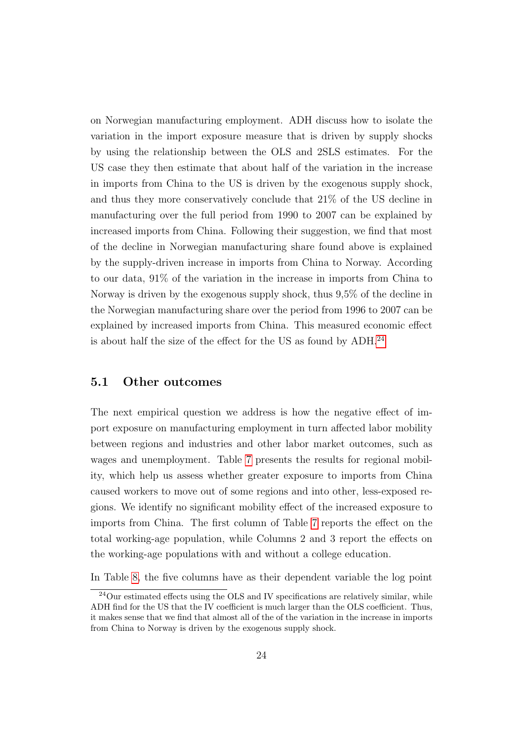on Norwegian manufacturing employment. ADH discuss how to isolate the variation in the import exposure measure that is driven by supply shocks by using the relationship between the OLS and 2SLS estimates. For the US case they then estimate that about half of the variation in the increase in imports from China to the US is driven by the exogenous supply shock, and thus they more conservatively conclude that 21% of the US decline in manufacturing over the full period from 1990 to 2007 can be explained by increased imports from China. Following their suggestion, we find that most of the decline in Norwegian manufacturing share found above is explained by the supply-driven increase in imports from China to Norway. According to our data, 91% of the variation in the increase in imports from China to Norway is driven by the exogenous supply shock, thus 9,5% of the decline in the Norwegian manufacturing share over the period from 1996 to 2007 can be explained by increased imports from China. This measured economic effect is about half the size of the effect for the US as found by ADH.[24]

## 5.1 Other outcomes

The next empirical question we address is how the negative effect of import exposure on manufacturing employment in turn affected labor mobility between regions and industries and other labor market outcomes, such as wages and unemployment. Table 7 presents the results for regional mobility, which help us assess whether greater exposure to imports from China caused workers to move out of some regions and into other, less-exposed regions. We identify no significant mobility effect of the increased exposure to imports from China. The first column of Table 7 reports the effect on the total working-age population, while Columns 2 and 3 report the effects on the working-age populations with and without a college education.

In Table 8, the five columns have as their dependent variable the log point

[24] Our estimated effects using the OLS and IV specifications are relatively similar, while ADH find for the US that the IV coefficient is much larger than the OLS coefficient. Thus, it makes sense that we find that almost all of the of the variation in the increase in imports from China to Norway is driven by the exogenous supply shock.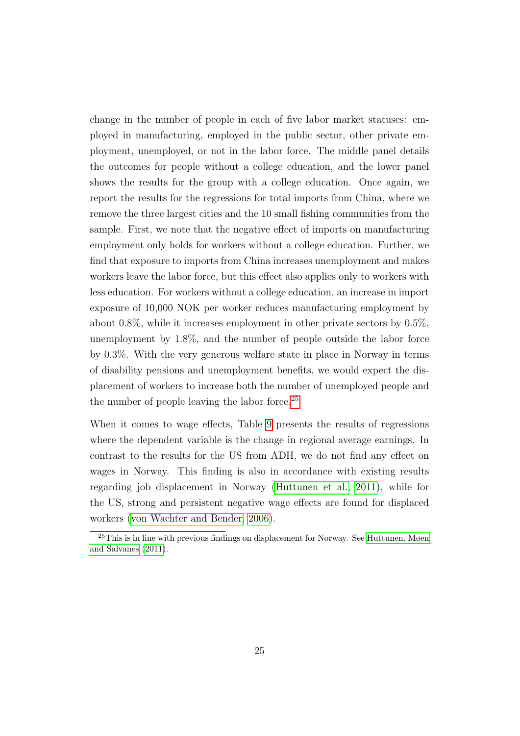change in the number of people in each of five labor market statuses: employed in manufacturing, employed in the public sector, other private employment, unemployed, or not in the labor force. The middle panel details the outcomes for people without a college education, and the lower panel shows the results for the group with a college education. Once again, we report the results for the regressions for total imports from China, where we remove the three largest cities and the 10 small fishing communities from the sample. First, we note that the negative effect of imports on manufacturing employment only holds for workers without a college education. Further, we find that exposure to imports from China increases unemployment and makes workers leave the labor force, but this effect also applies only to workers with less education. For workers without a college education, an increase in import exposure of 10,000 NOK per worker reduces manufacturing employment by about 0.8%, while it increases employment in other private sectors by 0.5%, unemployment by 1.8%, and the number of people outside the labor force by 0.3%. With the very generous welfare state in place in Norway in terms of disability pensions and unemployment benefits, we would expect the displacement of workers to increase both the number of unemployed people and the number of people leaving the labor force.[25]

When it comes to wage effects, Table 9 presents the results of regressions where the dependent variable is the change in regional average earnings. In contrast to the results for the US from ADH, we do not find any effect on wages in Norway. This finding is also in accordance with existing results regarding job displacement in Norway (Huttunen et al., 2011), while for the US, strong and persistent negative wage effects are found for displaced workers (von Wachter and Bender, 2006).

[25] This is in line with previous findings on displacement for Norway. See Huttunen, Møen and Salvanes (2011).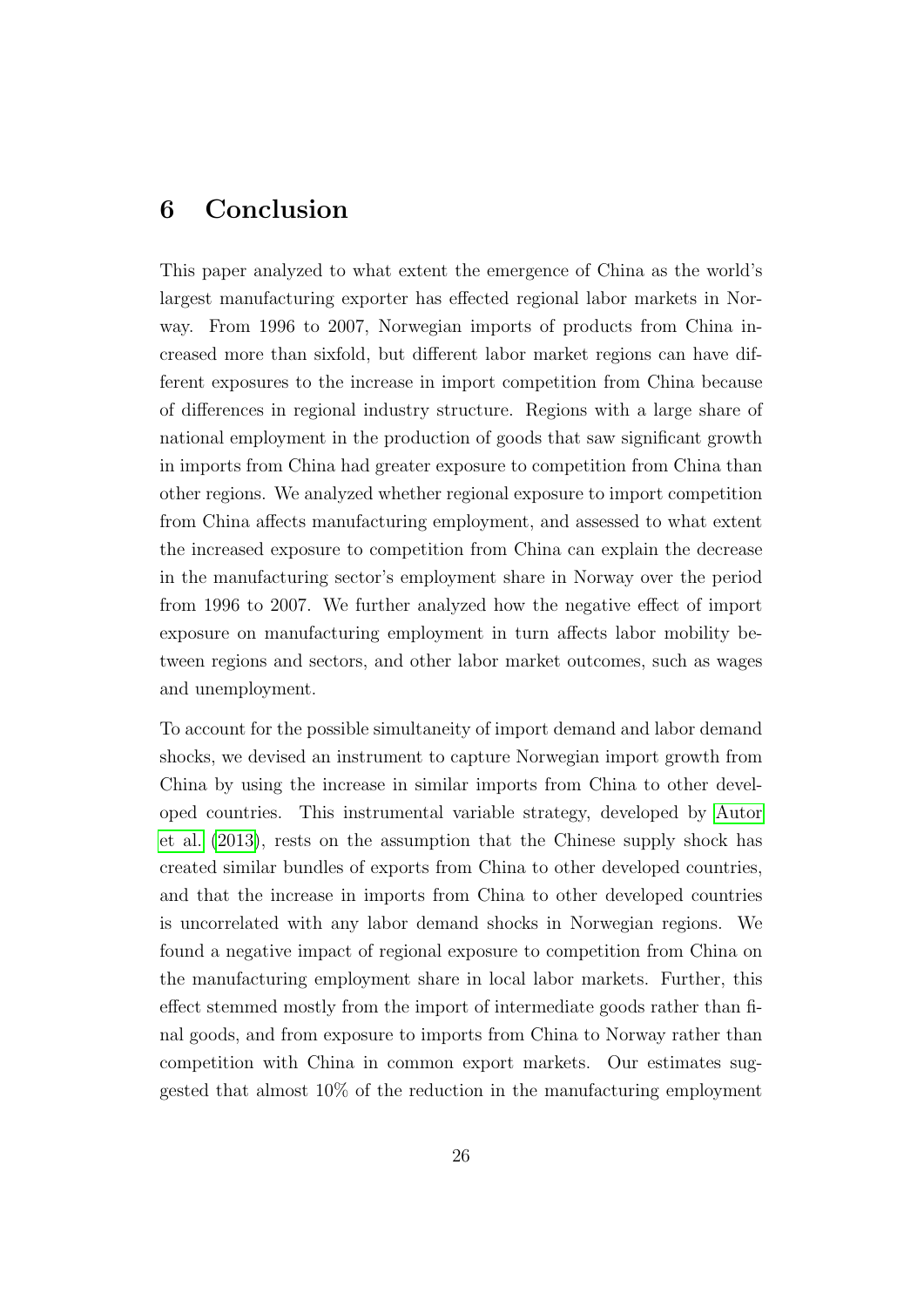## 6 Conclusion

This paper analyzed to what extent the emergence of China as the world's largest manufacturing exporter has effected regional labor markets in Norway. From 1996 to 2007, Norwegian imports of products from China increased more than sixfold, but different labor market regions can have different exposures to the increase in import competition from China because of differences in regional industry structure. Regions with a large share of national employment in the production of goods that saw significant growth in imports from China had greater exposure to competition from China than other regions. We analyzed whether regional exposure to import competition from China affects manufacturing employment, and assessed to what extent the increased exposure to competition from China can explain the decrease in the manufacturing sector's employment share in Norway over the period from 1996 to 2007. We further analyzed how the negative effect of import exposure on manufacturing employment in turn affects labor mobility between regions and sectors, and other labor market outcomes, such as wages and unemployment.

To account for the possible simultaneity of import demand and labor demand shocks, we devised an instrument to capture Norwegian import growth from China by using the increase in similar imports from China to other developed countries. This instrumental variable strategy, developed by Autor et al. (2013), rests on the assumption that the Chinese supply shock has created similar bundles of exports from China to other developed countries, and that the increase in imports from China to other developed countries is uncorrelated with any labor demand shocks in Norwegian regions. We found a negative impact of regional exposure to competition from China on the manufacturing employment share in local labor markets. Further, this effect stemmed mostly from the import of intermediate goods rather than final goods, and from exposure to imports from China to Norway rather than competition with China in common export markets. Our estimates suggested that almost 10% of the reduction in the manufacturing employment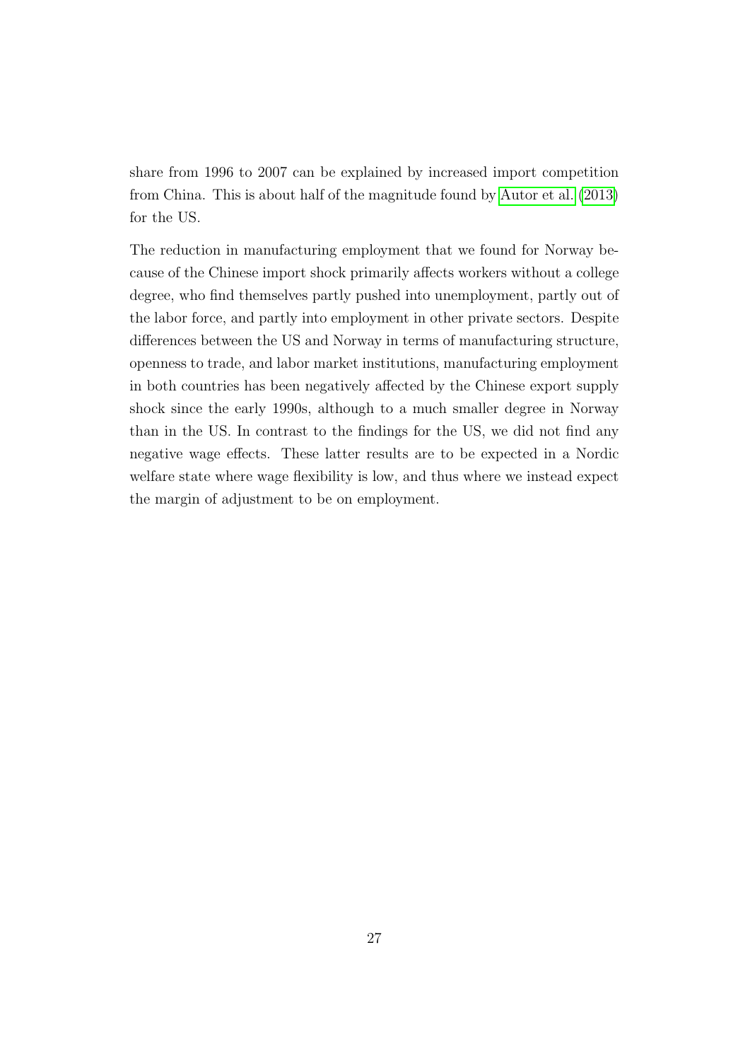share from 1996 to 2007 can be explained by increased import competition from China. This is about half of the magnitude found by Autor et al. (2013) for the US.

The reduction in manufacturing employment that we found for Norway because of the Chinese import shock primarily affects workers without a college degree, who find themselves partly pushed into unemployment, partly out of the labor force, and partly into employment in other private sectors. Despite differences between the US and Norway in terms of manufacturing structure, openness to trade, and labor market institutions, manufacturing employment in both countries has been negatively affected by the Chinese export supply shock since the early 1990s, although to a much smaller degree in Norway than in the US. In contrast to the findings for the US, we did not find any negative wage effects. These latter results are to be expected in a Nordic welfare state where wage flexibility is low, and thus where we instead expect the margin of adjustment to be on employment.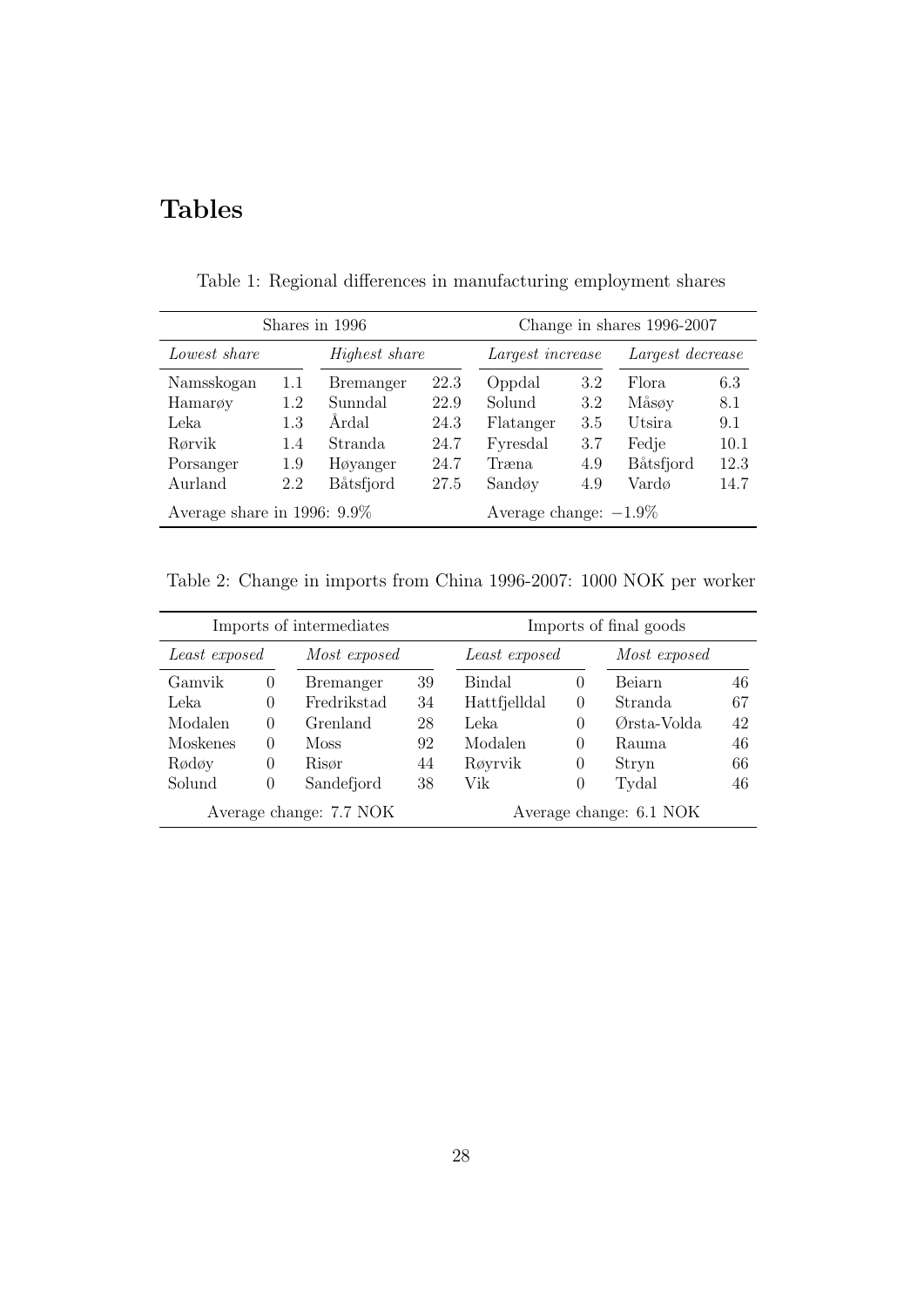# Tables

Table 1: Regional differences in manufacturing employment shares

| Shares in 1996 | | | | Change in shares 1996-2007 | | | |
|---|---|---|---|---|---|---|---|
| *Lowest share* | | *Highest share* | | *Largest increase* | | *Largest decrease* | |
| Namsskogan | 1.1 | Bremanger | 22.3 | Oppdal | 3.2 | Flora | 6.3 |
| Hamarøy | 1.2 | Sunndal | 22.9 | Solund | 3.2 | Måsøy | 8.1 |
| Leka | 1.3 | Årdal | 24.3 | Flatanger | 3.5 | Utsira | 9.1 |
| Rørvik | 1.4 | Stranda | 24.7 | Fyresdal | 3.7 | Fedje | 10.1 |
| Porsanger | 1.9 | Høyanger | 24.7 | Træna | 4.9 | Båtsfjord | 12.3 |
| Aurland | 2.2 | Båtsfjord | 27.5 | Sandøy | 4.9 | Vardø | 14.7 |
| Average share in 1996: 9.9% | | | | Average change: $-1.9\%$ | | | |

Table 2: Change in imports from China 1996-2007: 1000 NOK per worker

| Imports of intermediates | | | | Imports of final goods | | | |
|---|---|---|---|---|---|---|---|
| *Least exposed* | | *Most exposed* | | *Least exposed* | | *Most exposed* | |
| Gamvik | 0 | Bremanger | 39 | Bindal | 0 | Beiarn | 46 |
| Leka | 0 | Fredrikstad | 34 | Hattfjelldal | 0 | Stranda | 67 |
| Modalen | 0 | Grenland | 28 | Leka | 0 | Ørsta-Volda | 42 |
| Moskenes | 0 | Moss | 92 | Modalen | 0 | Rauma | 46 |
| Rødøy | 0 | Risør | 44 | Røyrvik | 0 | Stryn | 66 |
| Solund | 0 | Sandefjord | 38 | Vik | 0 | Tydal | 46 |
| Average change: 7.7 NOK | | | | Average change: 6.1 NOK | | | |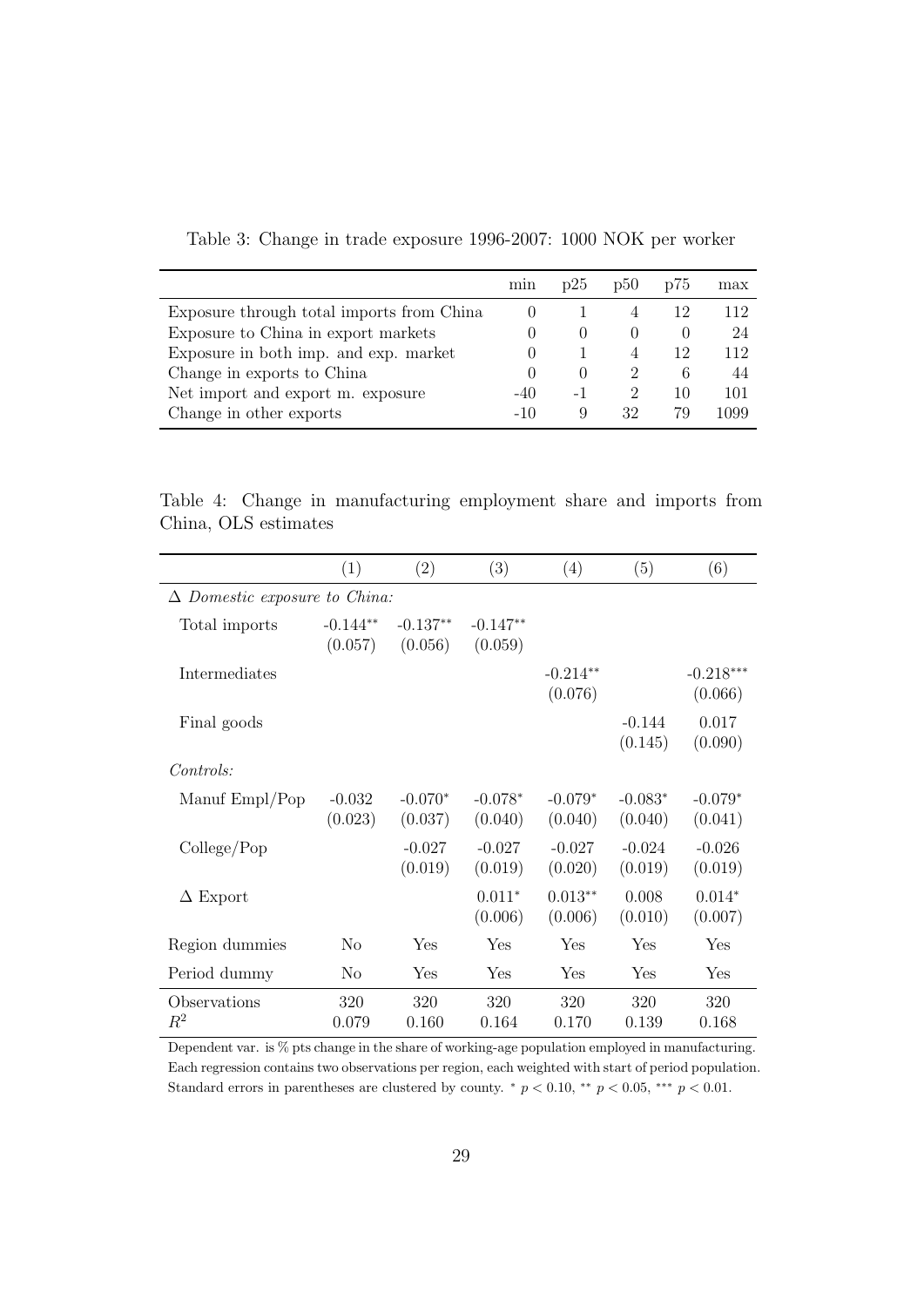Table 3: Change in trade exposure 1996-2007: 1000 NOK per worker

| | min | p25 | p50 | p75 | max |
|---|---|---|---|---|---|
| Exposure through total imports from China | 0 | 1 | 4 | 12 | 112 |
| Exposure to China in export markets | 0 | 0 | 0 | 0 | 24 |
| Exposure in both imp. and exp. market | 0 | 1 | 4 | 12 | 112 |
| Change in exports to China | 0 | 0 | 2 | 6 | 44 |
| Net import and export m. exposure | -40 | -1 | 2 | 10 | 101 |
| Change in other exports | -10 | 9 | 32 | 79 | 1099 |

Table 4: Change in manufacturing employment share and imports from China, OLS estimates

| | (1) | (2) | (3) | (4) | (5) | (6) |
|---|---|---|---|---|---|---|
| $\Delta$ *Domestic exposure to China:* | | | | | | |
| Total imports | -0.144** (0.057) | -0.137** (0.056) | -0.147** (0.059) | | | |
| Intermediates | | | | -0.214** (0.076) | | -0.218*** (0.066) |
| Final goods | | | | | -0.144 (0.145) | 0.017 (0.090) |
| *Controls:* | | | | | | |
| Manuf Empl/Pop | -0.032 (0.023) | -0.070* (0.037) | -0.078* (0.040) | -0.079* (0.040) | -0.083* (0.040) | -0.079* (0.041) |
| College/Pop | | -0.027 (0.019) | -0.027 (0.019) | -0.027 (0.020) | -0.024 (0.019) | -0.026 (0.019) |
| $\Delta$ Export | | | 0.011* (0.006) | 0.013** (0.006) | 0.008 (0.010) | 0.014* (0.007) |
| Region dummies | No | Yes | Yes | Yes | Yes | Yes |
| Period dummy | No | Yes | Yes | Yes | Yes | Yes |
| Observations | 320 | 320 | 320 | 320 | 320 | 320 |
| $R^2$ | 0.079 | 0.160 | 0.164 | 0.170 | 0.139 | 0.168 |

Dependent var. is % pts change in the share of working-age population employed in manufacturing. Each regression contains two observations per region, each weighted with start of period population. Standard errors in parentheses are clustered by county. * $p < 0.10$, ** $p < 0.05$, *** $p < 0.01$.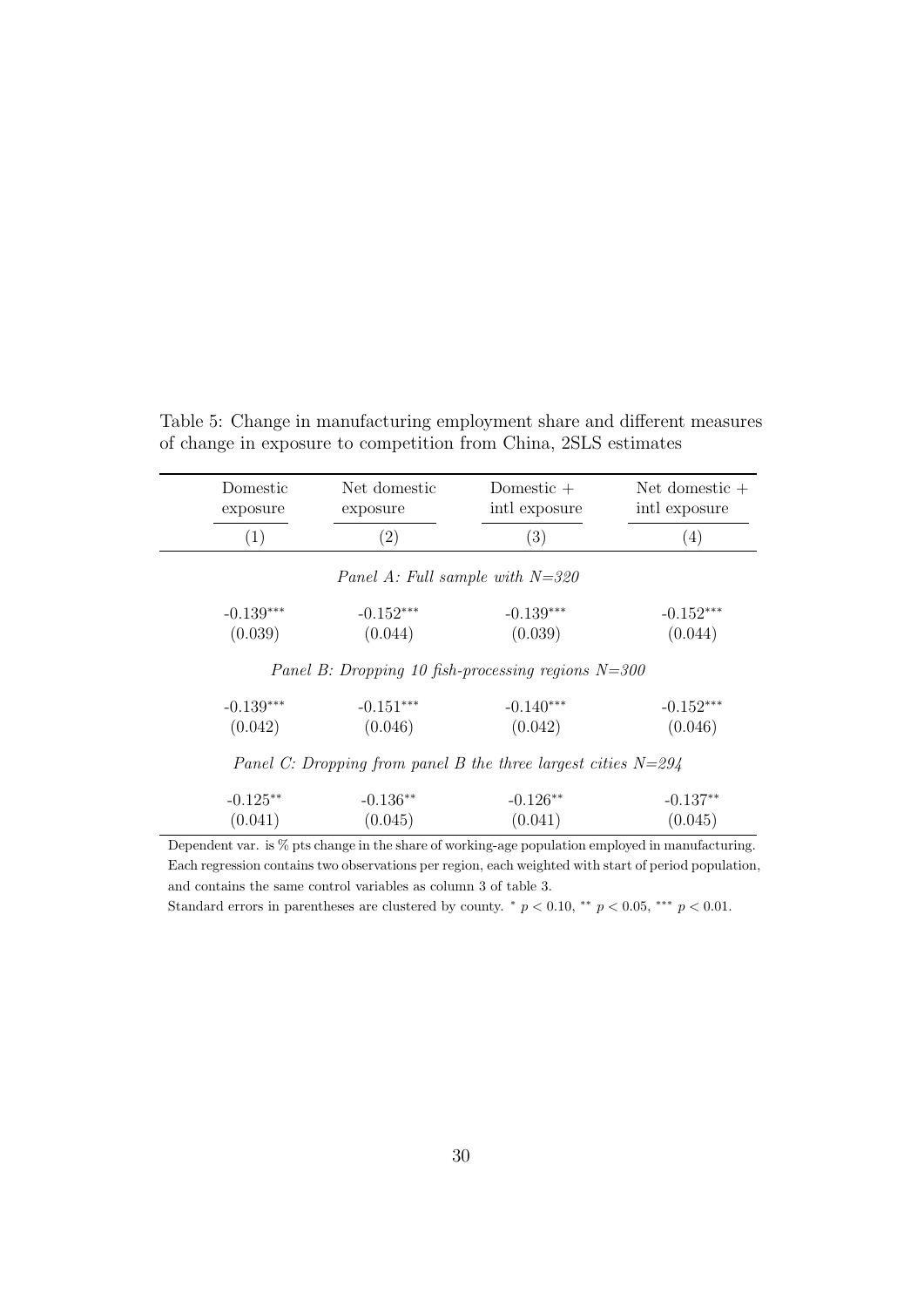Table 5: Change in manufacturing employment share and different measures of change in exposure to competition from China, 2SLS estimates

| Domestic exposure | Net domestic exposure | Domestic + intl exposure | Net domestic + intl exposure |
|---|---|---|---|
| (1) | (2) | (3) | (4) |
| *Panel A: Full sample with N=320* | | | |
| -0.139*** | -0.152*** | -0.139*** | -0.152*** |
| (0.039) | (0.044) | (0.039) | (0.044) |
| *Panel B: Dropping 10 fish-processing regions N=300* | | | |
| -0.139*** | -0.151*** | -0.140*** | -0.152*** |
| (0.042) | (0.046) | (0.042) | (0.046) |
| *Panel C: Dropping from panel B the three largest cities N=294* | | | |
| -0.125** | -0.136** | -0.126** | -0.137** |
| (0.041) | (0.045) | (0.041) | (0.045) |

Dependent var. is % pts change in the share of working-age population employed in manufacturing. Each regression contains two observations per region, each weighted with start of period population, and contains the same control variables as column 3 of table 3.

Standard errors in parentheses are clustered by county. * $p < 0.10$, ** $p < 0.05$, *** $p < 0.01$.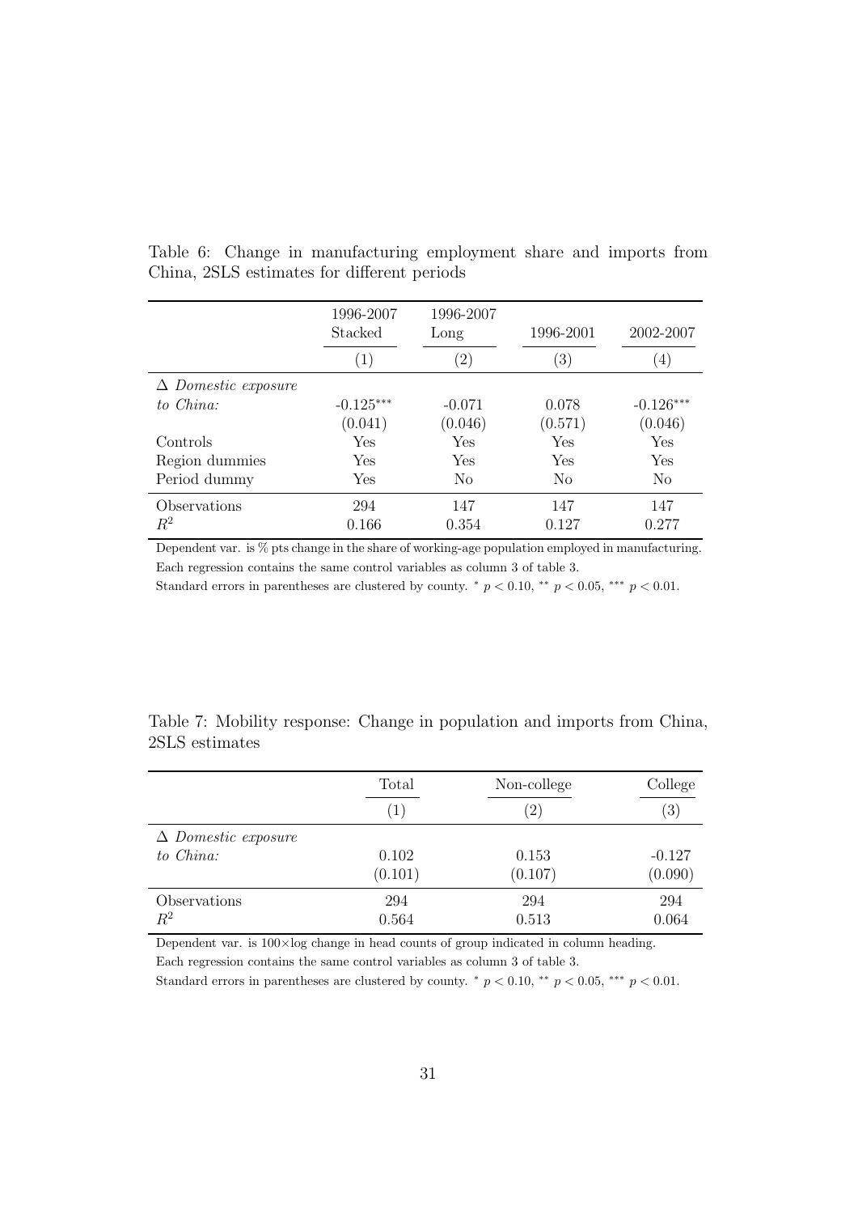Table 6: Change in manufacturing employment share and imports from China, 2SLS estimates for different periods

| | 1996-2007 Stacked | 1996-2007 Long | 1996-2001 | 2002-2007 |
|---|---|---|---|---|
| | (1) | (2) | (3) | (4) |
| *Δ Domestic exposure* | | | | |
| *to China:* | -0.125*** | -0.071 | 0.078 | -0.126*** |
| | (0.041) | (0.046) | (0.571) | (0.046) |
| Controls | Yes | Yes | Yes | Yes |
| Region dummies | Yes | Yes | Yes | Yes |
| Period dummy | Yes | No | No | No |
| Observations | 294 | 147 | 147 | 147 |
| $R^2$ | 0.166 | 0.354 | 0.127 | 0.277 |

Dependent var. is % pts change in the share of working-age population employed in manufacturing.
Each regression contains the same control variables as column 3 of table 3.
Standard errors in parentheses are clustered by county. * $p < 0.10$, ** $p < 0.05$, *** $p < 0.01$.

Table 7: Mobility response: Change in population and imports from China, 2SLS estimates

| | Total | Non-college | College |
|---|---|---|---|
| | (1) | (2) | (3) |
| *Δ Domestic exposure* | | | |
| *to China:* | 0.102 | 0.153 | -0.127 |
| | (0.101) | (0.107) | (0.090) |
| Observations | 294 | 294 | 294 |
| $R^2$ | 0.564 | 0.513 | 0.064 |

Dependent var. is 100×log change in head counts of group indicated in column heading.
Each regression contains the same control variables as column 3 of table 3.
Standard errors in parentheses are clustered by county. * $p < 0.10$, ** $p < 0.05$, *** $p < 0.01$.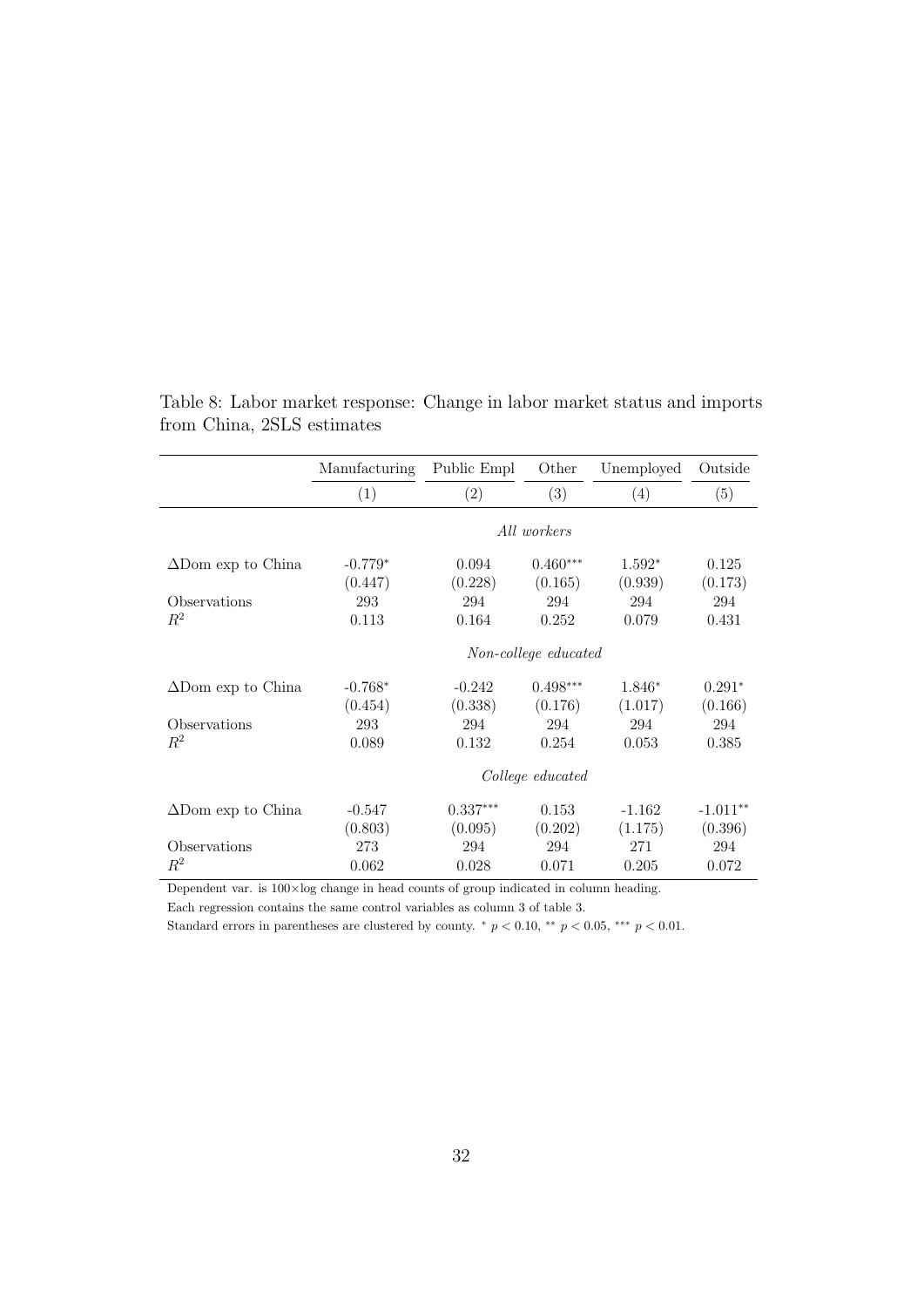Table 8: Labor market response: Change in labor market status and imports from China, 2SLS estimates

| | Manufacturing | Public Empl | Other | Unemployed | Outside |
|---|---|---|---|---|---|
| | (1) | (2) | (3) | (4) | (5) |
| | | | *All workers* | | |
| $\Delta$Dom exp to China | -0.779$^{*}$ | 0.094 | 0.460$^{***}$ | 1.592$^{*}$ | 0.125 |
| | (0.447) | (0.228) | (0.165) | (0.939) | (0.173) |
| Observations | 293 | 294 | 294 | 294 | 294 |
| $R^2$ | 0.113 | 0.164 | 0.252 | 0.079 | 0.431 |
| | | | *Non-college educated* | | |
| $\Delta$Dom exp to China | -0.768$^{*}$ | -0.242 | 0.498$^{***}$ | 1.846$^{*}$ | 0.291$^{*}$ |
| | (0.454) | (0.338) | (0.176) | (1.017) | (0.166) |
| Observations | 293 | 294 | 294 | 294 | 294 |
| $R^2$ | 0.089 | 0.132 | 0.254 | 0.053 | 0.385 |
| | | | *College educated* | | |
| $\Delta$Dom exp to China | -0.547 | 0.337$^{***}$ | 0.153 | -1.162 | -1.011$^{**}$ |
| | (0.803) | (0.095) | (0.202) | (1.175) | (0.396) |
| Observations | 273 | 294 | 294 | 271 | 294 |
| $R^2$ | 0.062 | 0.028 | 0.071 | 0.205 | 0.072 |

Dependent var. is 100×log change in head counts of group indicated in column heading.

Each regression contains the same control variables as column 3 of table 3.

Standard errors in parentheses are clustered by county. $^{*}$ $p < 0.10$, $^{**}$ $p < 0.05$, $^{***}$ $p < 0.01$.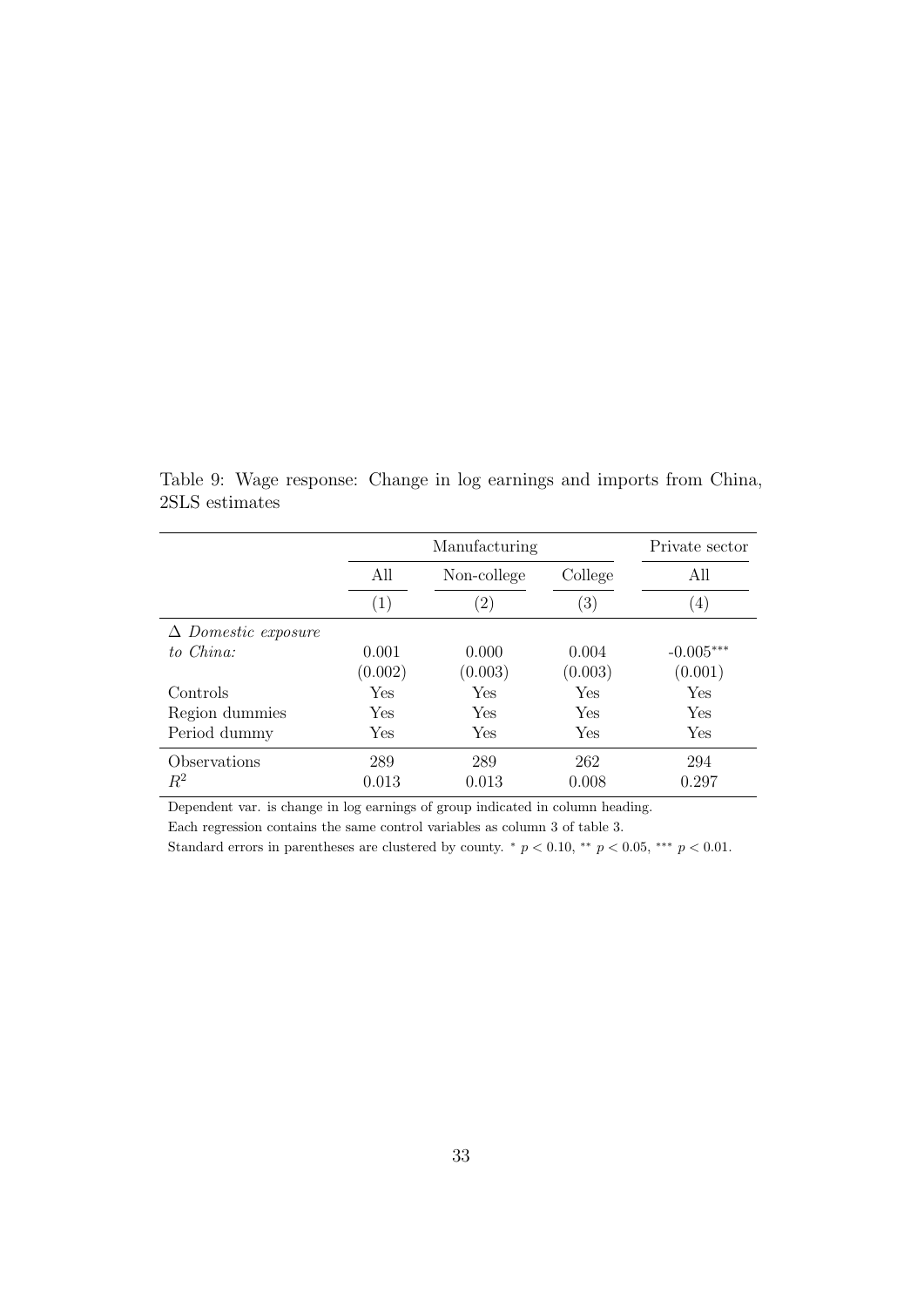Table 9: Wage response: Change in log earnings and imports from China, 2SLS estimates

| | Manufacturing | | | Private sector |
|---|---|---|---|---|
| | All | Non-college | College | All |
| | (1) | (2) | (3) | (4) |
| Δ *Domestic exposure* | | | | |
| *to China:* | 0.001 | 0.000 | 0.004 | -0.005*** |
| | (0.002) | (0.003) | (0.003) | (0.001) |
| Controls | Yes | Yes | Yes | Yes |
| Region dummies | Yes | Yes | Yes | Yes |
| Period dummy | Yes | Yes | Yes | Yes |
| Observations | 289 | 289 | 262 | 294 |
| $R^2$ | 0.013 | 0.013 | 0.008 | 0.297 |

Dependent var. is change in log earnings of group indicated in column heading.

Each regression contains the same control variables as column 3 of table 3.

Standard errors in parentheses are clustered by county. * $p < 0.10$, ** $p < 0.05$, *** $p < 0.01$.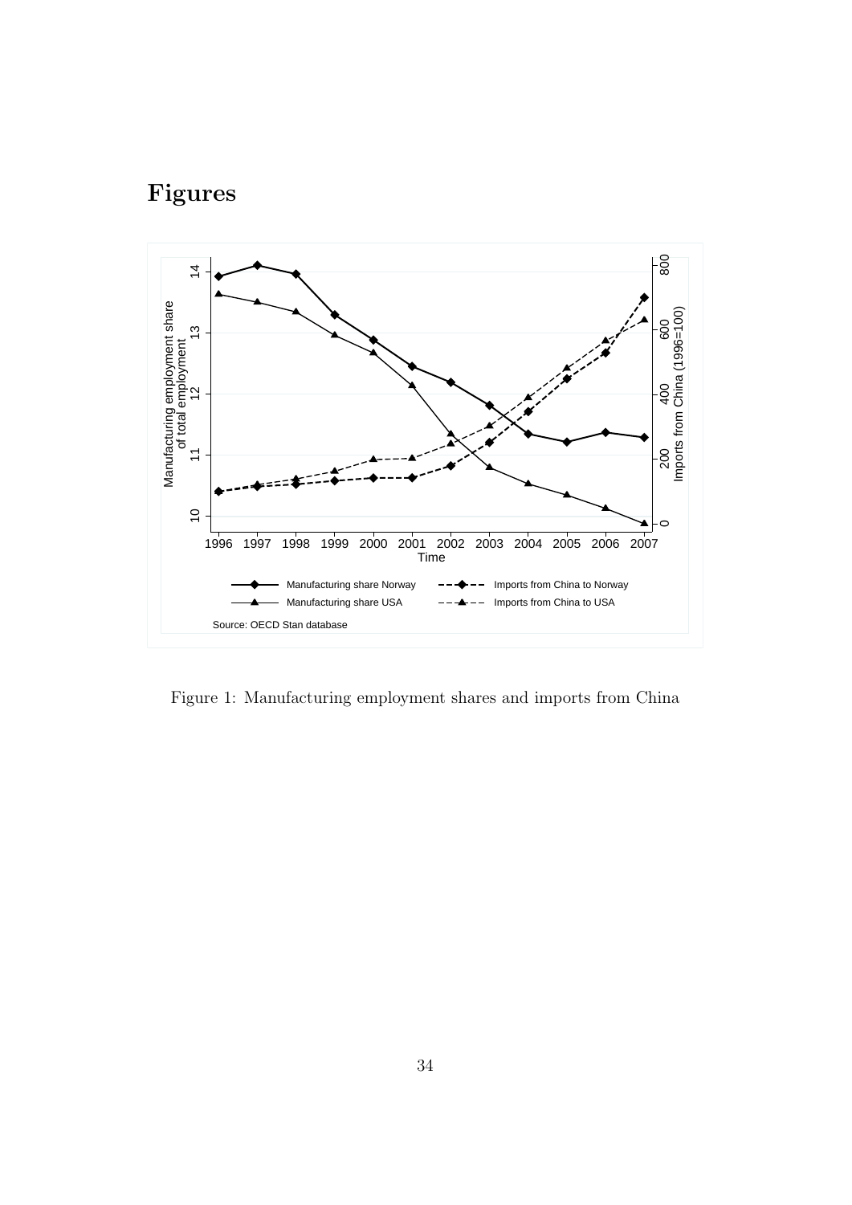# Figures

Figure 1: Manufacturing employment shares and imports from China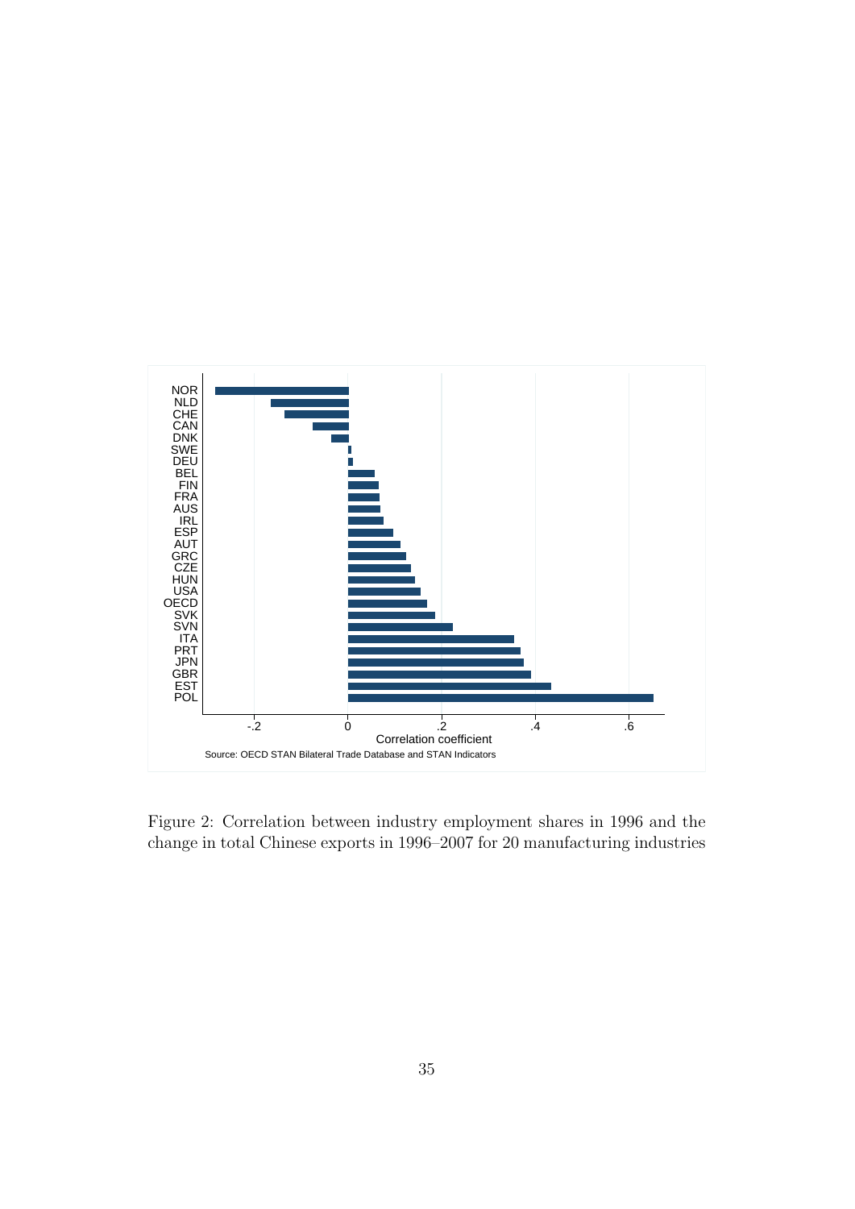Figure 2: Correlation between industry employment shares in 1996 and the change in total Chinese exports in 1996–2007 for 20 manufacturing industries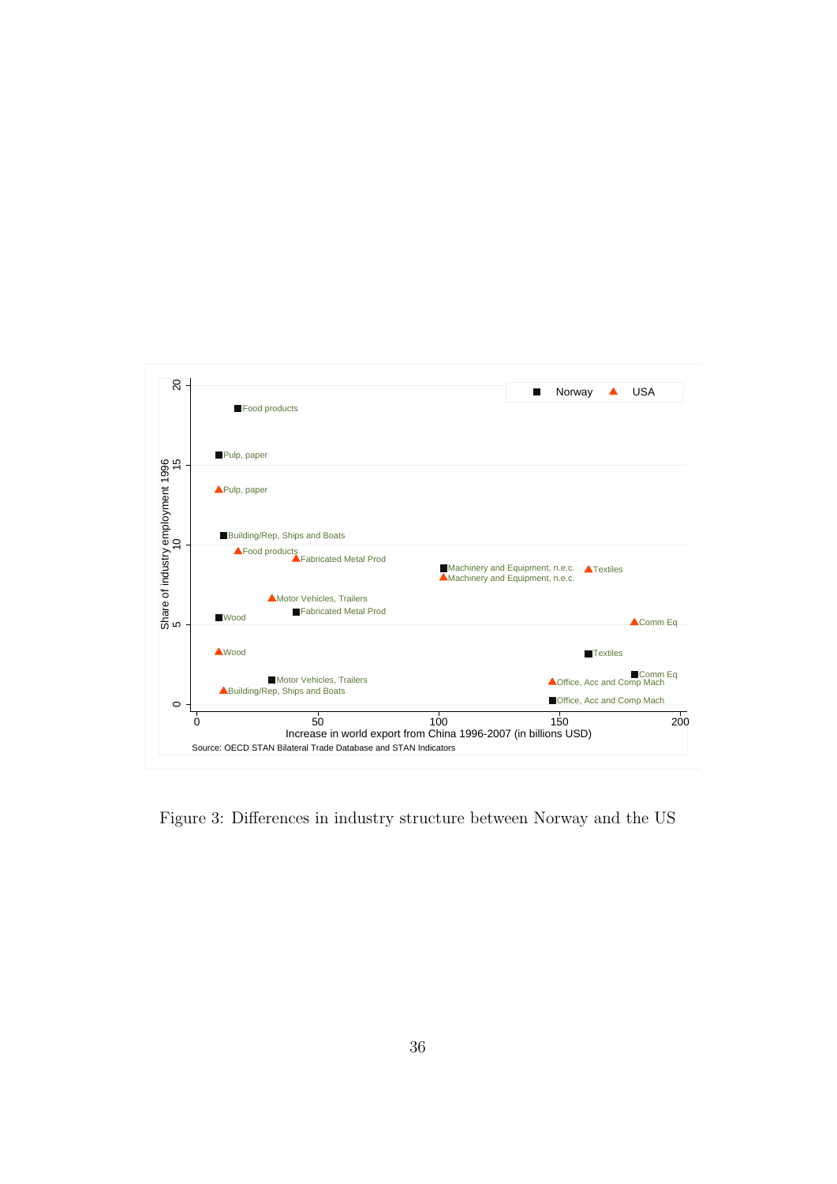| Industry | Norway: Increase in world export from China 1996-2007 (in billions USD) | Norway: Share of industry employment 1996 | USA: Increase in world export from China 1996-2007 (in billions USD) | USA: Share of industry employment 1996 |
|---|---|---|---|---|
| Food products | | | | |
| Pulp, paper | | | | |
| Building/Rep, Ships and Boats | | | | |
| Fabricated Metal Prod | | | | |
| Machinery and Equipment, n.e.c. | | | | |
| Textiles | | | | |
| Motor Vehicles, Trailers | | | | |
| Wood | | | | |
| Comm Eq | | | | |
| Office, Acc and Comp Mach | | | | |

Source: OECD STAN Bilateral Trade Database and STAN Indicators

Figure 3: Differences in industry structure between Norway and the US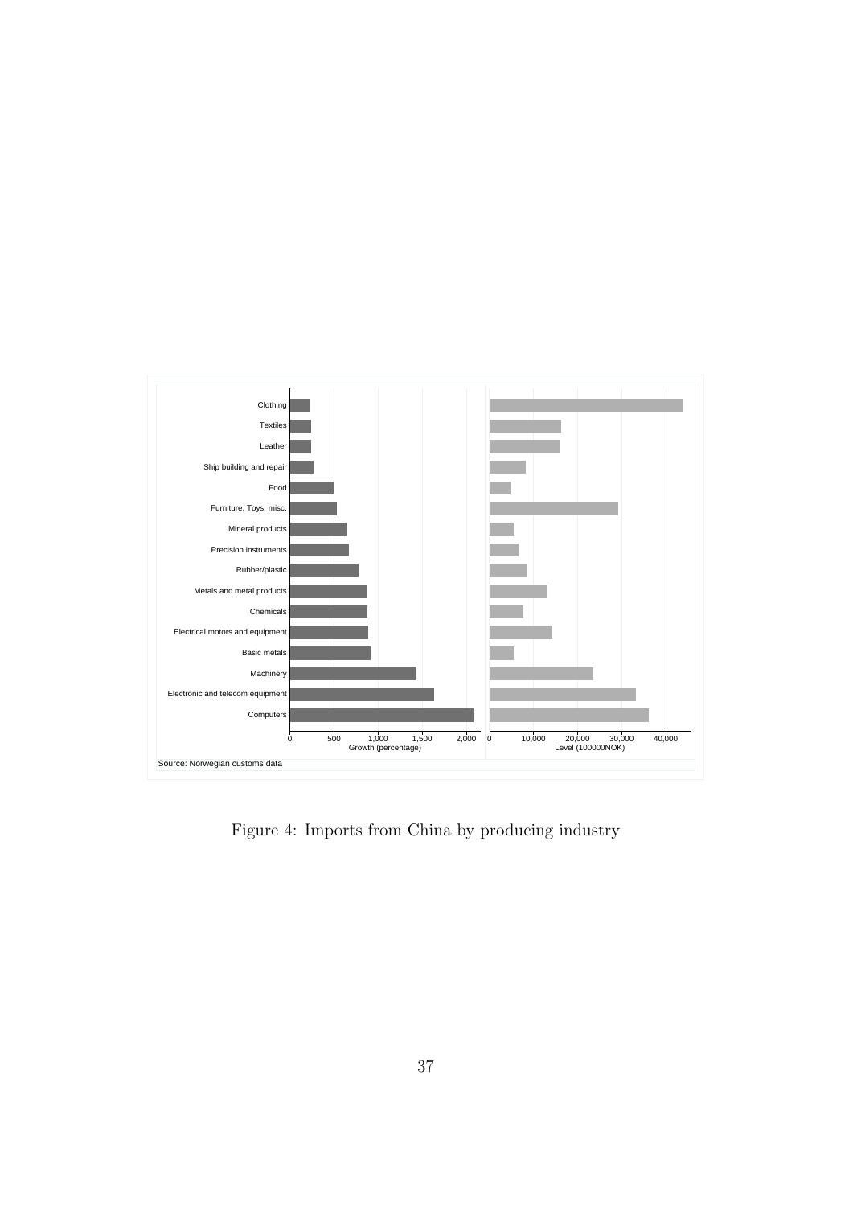Clothing
Textiles
Leather
Ship building and repair
Food
Furniture, Toys, misc.
Mineral products
Precision instruments
Rubber/plastic
Metals and metal products
Chemicals
Electrical motors and equipment
Basic metals
Machinery
Electronic and telecom equipment
Computers

0 500 1,000 1,500 2,000
Growth (percentage)

0 10,000 20,000 30,000 40,000
Level (100000NOK)

Source: Norwegian customs data

Figure 4: Imports from China by producing industry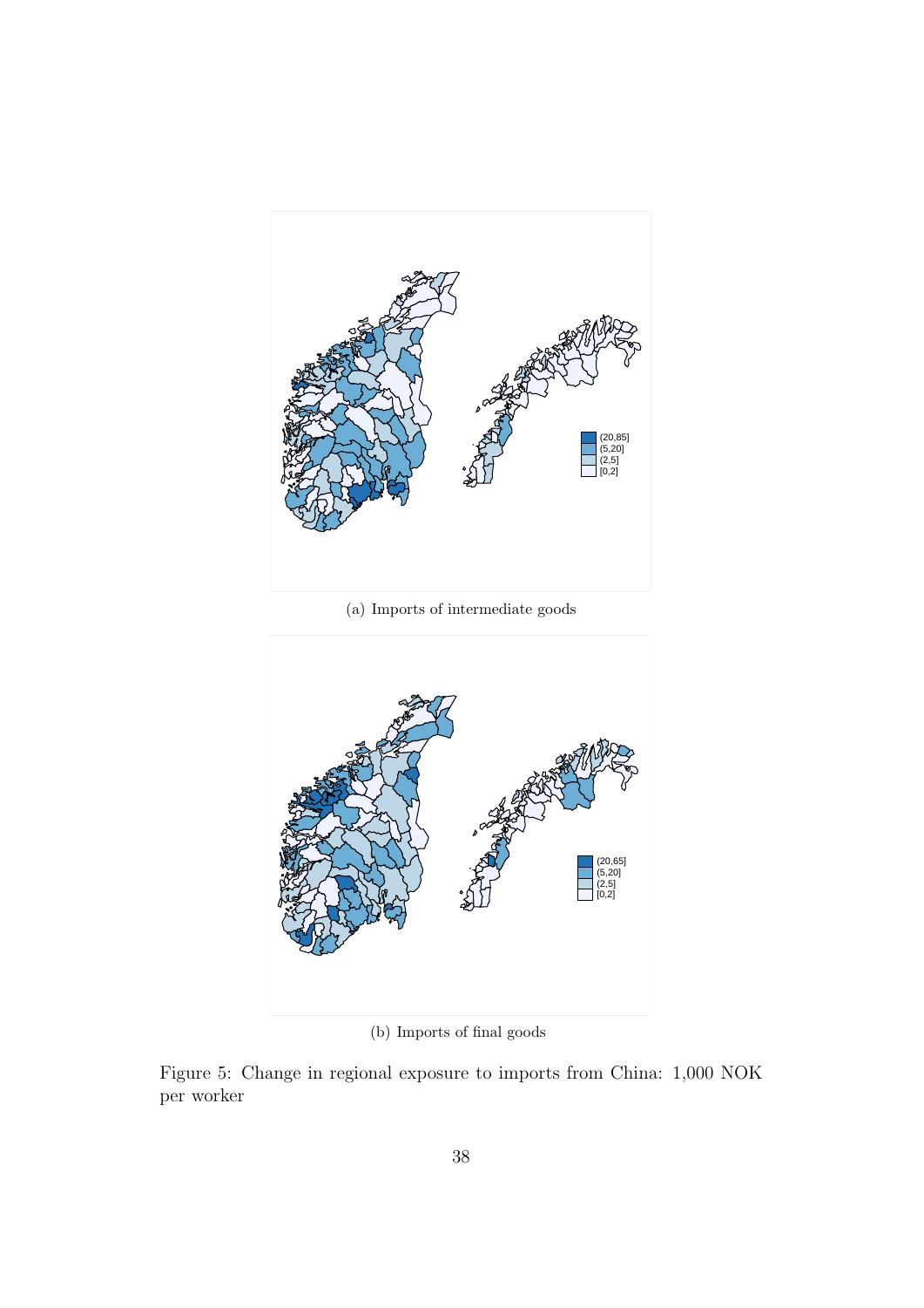(a) Imports of intermediate goods

(b) Imports of final goods

Figure 5: Change in regional exposure to imports from China: 1,000 NOK per worker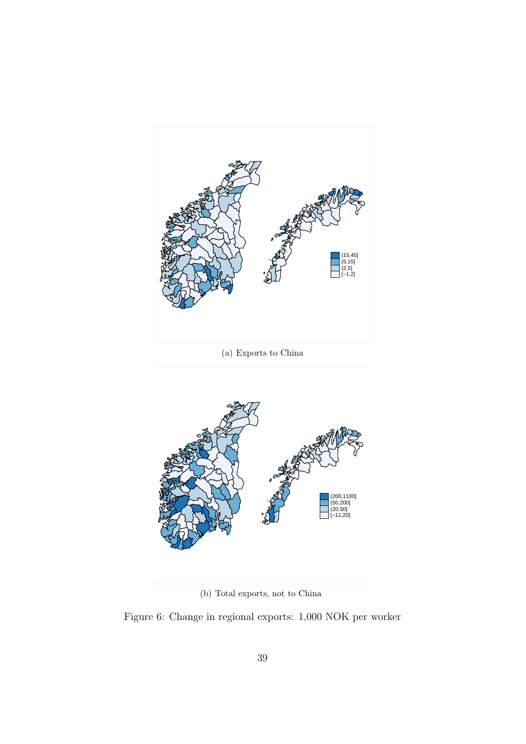(a) Exports to China

(b) Total exports, not to China

Figure 6: Change in regional exports: 1,000 NOK per worker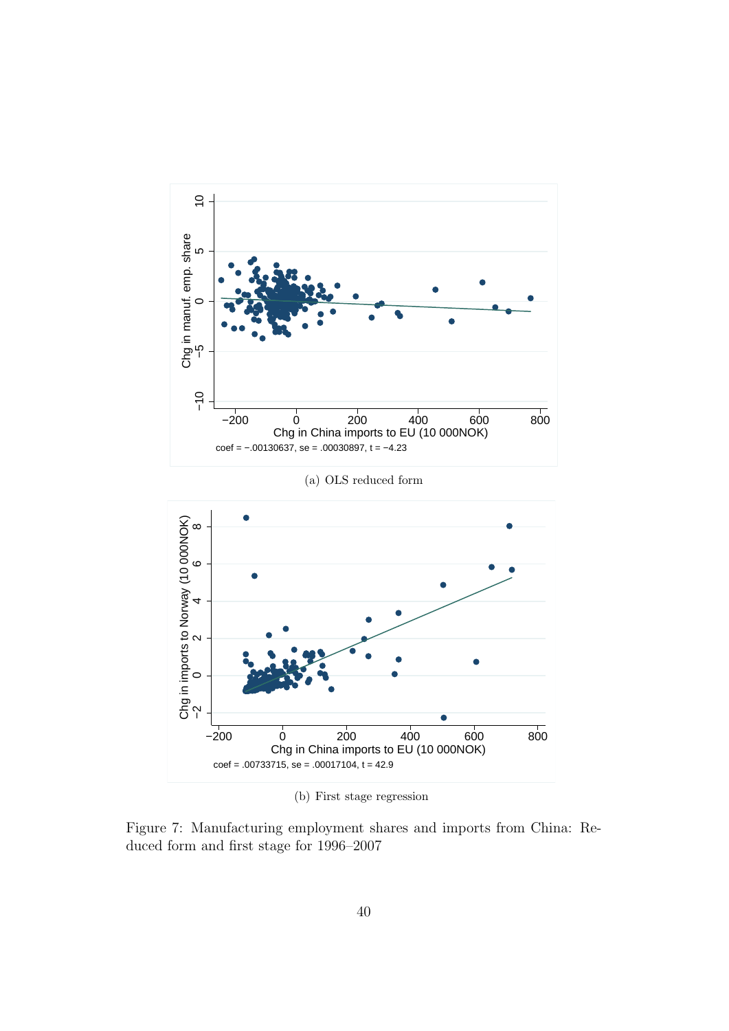(a) OLS reduced form

(b) First stage regression

Figure 7: Manufacturing employment shares and imports from China: Reduced form and first stage for 1996–2007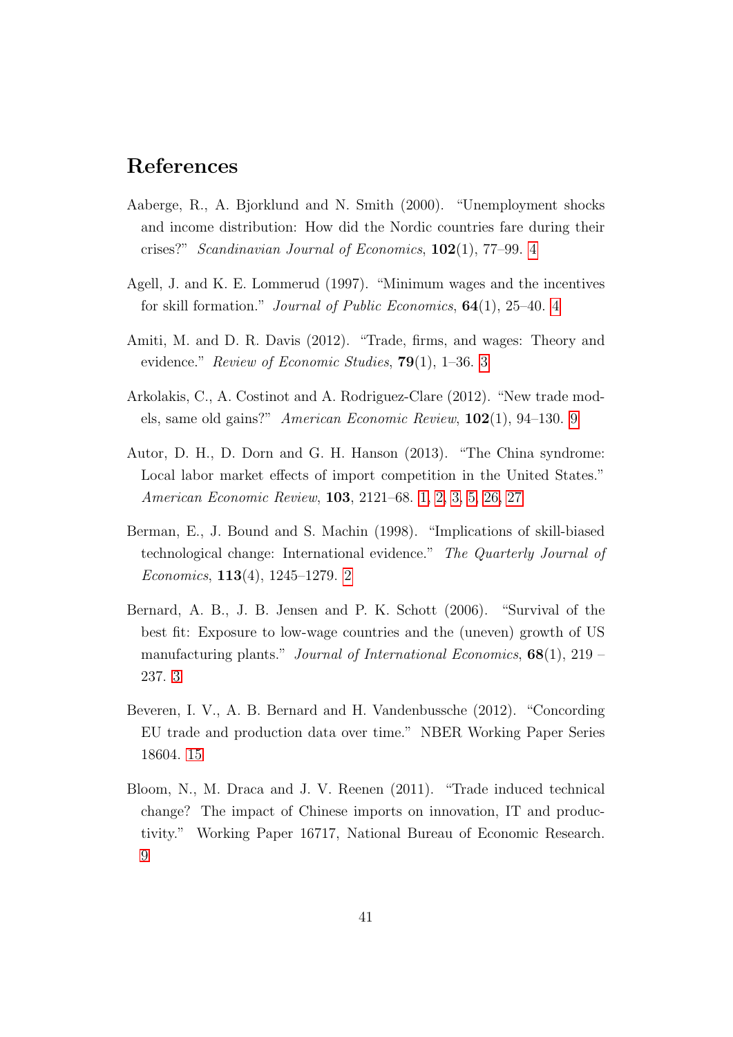# References

Aaberge, R., A. Bjorklund and N. Smith (2000). "Unemployment shocks and income distribution: How did the Nordic countries fare during their crises?" *Scandinavian Journal of Economics*, **102**(1), 77–99. 4

Agell, J. and K. E. Lommerud (1997). "Minimum wages and the incentives for skill formation." *Journal of Public Economics*, **64**(1), 25–40. 4

Amiti, M. and D. R. Davis (2012). "Trade, firms, and wages: Theory and evidence." *Review of Economic Studies*, **79**(1), 1–36. 3

Arkolakis, C., A. Costinot and A. Rodriguez-Clare (2012). "New trade models, same old gains?" *American Economic Review*, **102**(1), 94–130. 9

Autor, D. H., D. Dorn and G. H. Hanson (2013). "The China syndrome: Local labor market effects of import competition in the United States." *American Economic Review*, **103**, 2121–68. 1, 2, 3, 5, 26, 27

Berman, E., J. Bound and S. Machin (1998). "Implications of skill-biased technological change: International evidence." *The Quarterly Journal of Economics*, **113**(4), 1245–1279. 2

Bernard, A. B., J. B. Jensen and P. K. Schott (2006). "Survival of the best fit: Exposure to low-wage countries and the (uneven) growth of US manufacturing plants." *Journal of International Economics*, **68**(1), 219 – 237. 3

Beveren, I. V., A. B. Bernard and H. Vandenbussche (2012). "Concording EU trade and production data over time." NBER Working Paper Series 18604. 15

Bloom, N., M. Draca and J. V. Reenen (2011). "Trade induced technical change? The impact of Chinese imports on innovation, IT and productivity." Working Paper 16717, National Bureau of Economic Research. 9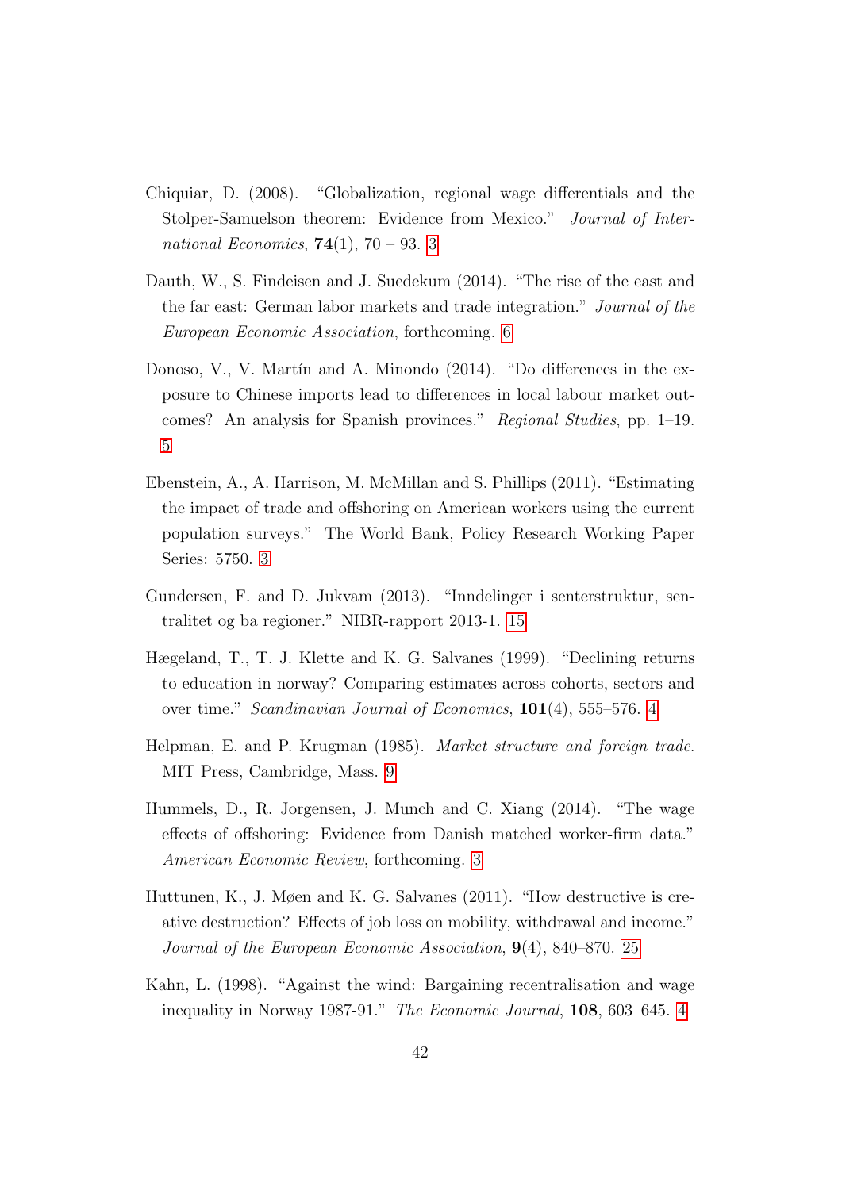Chiquiar, D. (2008). "Globalization, regional wage differentials and the Stolper-Samuelson theorem: Evidence from Mexico." *Journal of International Economics*, **74**(1), 70 – 93. 3

Dauth, W., S. Findeisen and J. Suedekum (2014). "The rise of the east and the far east: German labor markets and trade integration." *Journal of the European Economic Association*, forthcoming. 6

Donoso, V., V. Martín and A. Minondo (2014). "Do differences in the exposure to Chinese imports lead to differences in local labour market outcomes? An analysis for Spanish provinces." *Regional Studies*, pp. 1–19. 5

Ebenstein, A., A. Harrison, M. McMillan and S. Phillips (2011). "Estimating the impact of trade and offshoring on American workers using the current population surveys." The World Bank, Policy Research Working Paper Series: 5750. 3

Gundersen, F. and D. Jukvam (2013). "Inndelinger i senterstruktur, sentralitet og ba regioner." NIBR-rapport 2013-1. 15

Hægeland, T., T. J. Klette and K. G. Salvanes (1999). "Declining returns to education in norway? Comparing estimates across cohorts, sectors and over time." *Scandinavian Journal of Economics*, **101**(4), 555–576. 4

Helpman, E. and P. Krugman (1985). *Market structure and foreign trade*. MIT Press, Cambridge, Mass. 9

Hummels, D., R. Jorgensen, J. Munch and C. Xiang (2014). "The wage effects of offshoring: Evidence from Danish matched worker-firm data." *American Economic Review*, forthcoming. 3

Huttunen, K., J. Møen and K. G. Salvanes (2011). "How destructive is creative destruction? Effects of job loss on mobility, withdrawal and income." *Journal of the European Economic Association*, **9**(4), 840–870. 25

Kahn, L. (1998). "Against the wind: Bargaining recentralisation and wage inequality in Norway 1987-91." *The Economic Journal*, **108**, 603–645. 4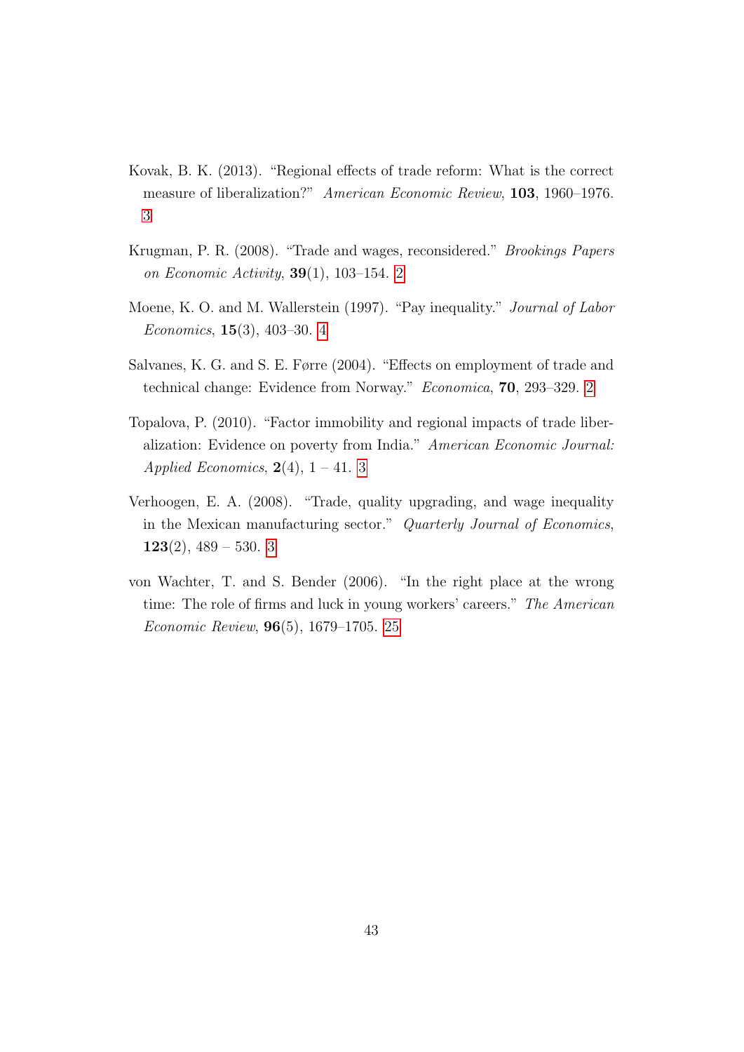Kovak, B. K. (2013). "Regional effects of trade reform: What is the correct measure of liberalization?" *American Economic Review*, **103**, 1960–1976. 3

Krugman, P. R. (2008). "Trade and wages, reconsidered." *Brookings Papers on Economic Activity*, **39**(1), 103–154. 2

Moene, K. O. and M. Wallerstein (1997). "Pay inequality." *Journal of Labor Economics*, **15**(3), 403–30. 4

Salvanes, K. G. and S. E. Førre (2004). "Effects on employment of trade and technical change: Evidence from Norway." *Economica*, **70**, 293–329. 2

Topalova, P. (2010). "Factor immobility and regional impacts of trade liberalization: Evidence on poverty from India." *American Economic Journal: Applied Economics*, **2**(4), 1 – 41. 3

Verhoogen, E. A. (2008). "Trade, quality upgrading, and wage inequality in the Mexican manufacturing sector." *Quarterly Journal of Economics*, **123**(2), 489 – 530. 3

von Wachter, T. and S. Bender (2006). "In the right place at the wrong time: The role of firms and luck in young workers' careers." *The American Economic Review*, **96**(5), 1679–1705. 25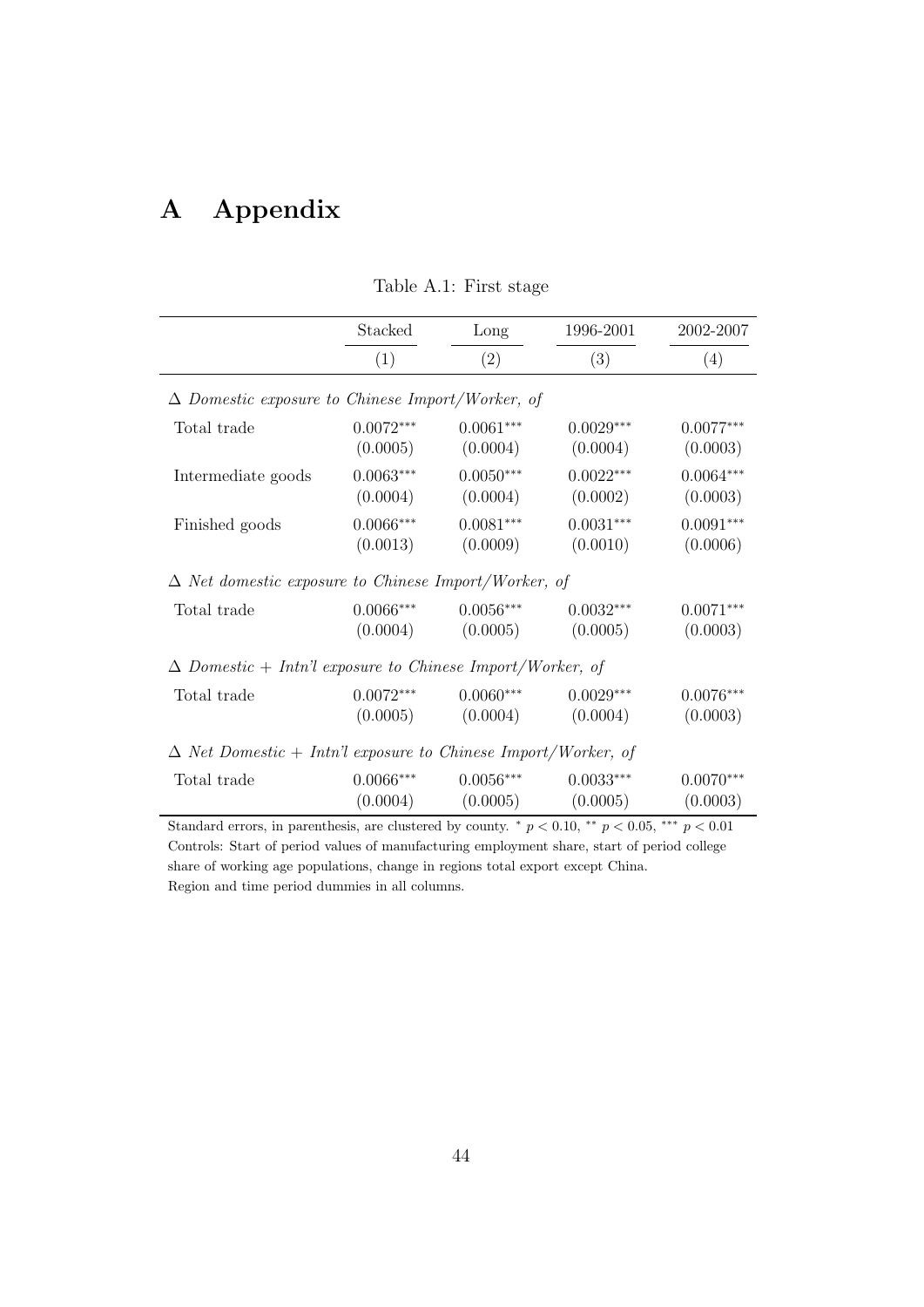# A Appendix

Table A.1: First stage

| | Stacked | Long | 1996-2001 | 2002-2007 |
|---|---|---|---|---|
| | (1) | (2) | (3) | (4) |
| *Δ Domestic exposure to Chinese Import/Worker, of* | | | | |
| Total trade | $0.0072^{***}$ | $0.0061^{***}$ | $0.0029^{***}$ | $0.0077^{***}$ |
| | (0.0005) | (0.0004) | (0.0004) | (0.0003) |
| Intermediate goods | $0.0063^{***}$ | $0.0050^{***}$ | $0.0022^{***}$ | $0.0064^{***}$ |
| | (0.0004) | (0.0004) | (0.0002) | (0.0003) |
| Finished goods | $0.0066^{***}$ | $0.0081^{***}$ | $0.0031^{***}$ | $0.0091^{***}$ |
| | (0.0013) | (0.0009) | (0.0010) | (0.0006) |
| *Δ Net domestic exposure to Chinese Import/Worker, of* | | | | |
| Total trade | $0.0066^{***}$ | $0.0056^{***}$ | $0.0032^{***}$ | $0.0071^{***}$ |
| | (0.0004) | (0.0005) | (0.0005) | (0.0003) |
| *Δ Domestic + Intn'l exposure to Chinese Import/Worker, of* | | | | |
| Total trade | $0.0072^{***}$ | $0.0060^{***}$ | $0.0029^{***}$ | $0.0076^{***}$ |
| | (0.0005) | (0.0004) | (0.0004) | (0.0003) |
| *Δ Net Domestic + Intn'l exposure to Chinese Import/Worker, of* | | | | |
| Total trade | $0.0066^{***}$ | $0.0056^{***}$ | $0.0033^{***}$ | $0.0070^{***}$ |
| | (0.0004) | (0.0005) | (0.0005) | (0.0003) |

Standard errors, in parenthesis, are clustered by county. $^{*}$ $p < 0.10$, $^{**}$ $p < 0.05$, $^{***}$ $p < 0.01$

Controls: Start of period values of manufacturing employment share, start of period college share of working age populations, change in regions total export except China.

Region and time period dummies in all columns.